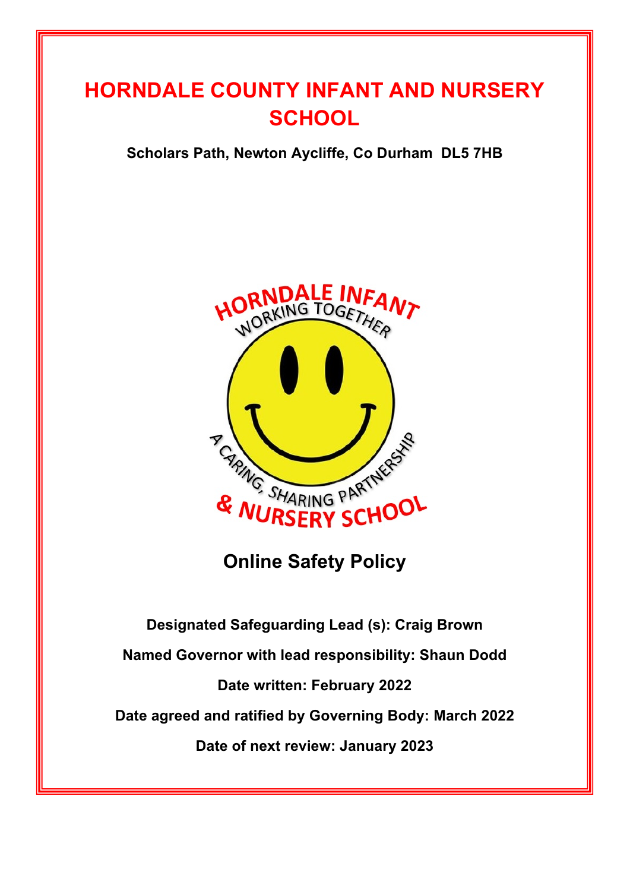# HORNDALE COUNTY INFANT AND NURSERY SCHOOL

**Scholars Path, Newton Aycliffe, Co Durham DL5 7HB**

## Online Safety Policy

**Designated Safeguarding Lead (s): Craig Brown**

**Named Governor with lead responsibility: Shaun Dodd**

**Date written: February 2022**

**Date agreed and ratified by Governing Body: March 2022**

**Date of next review: January 2023**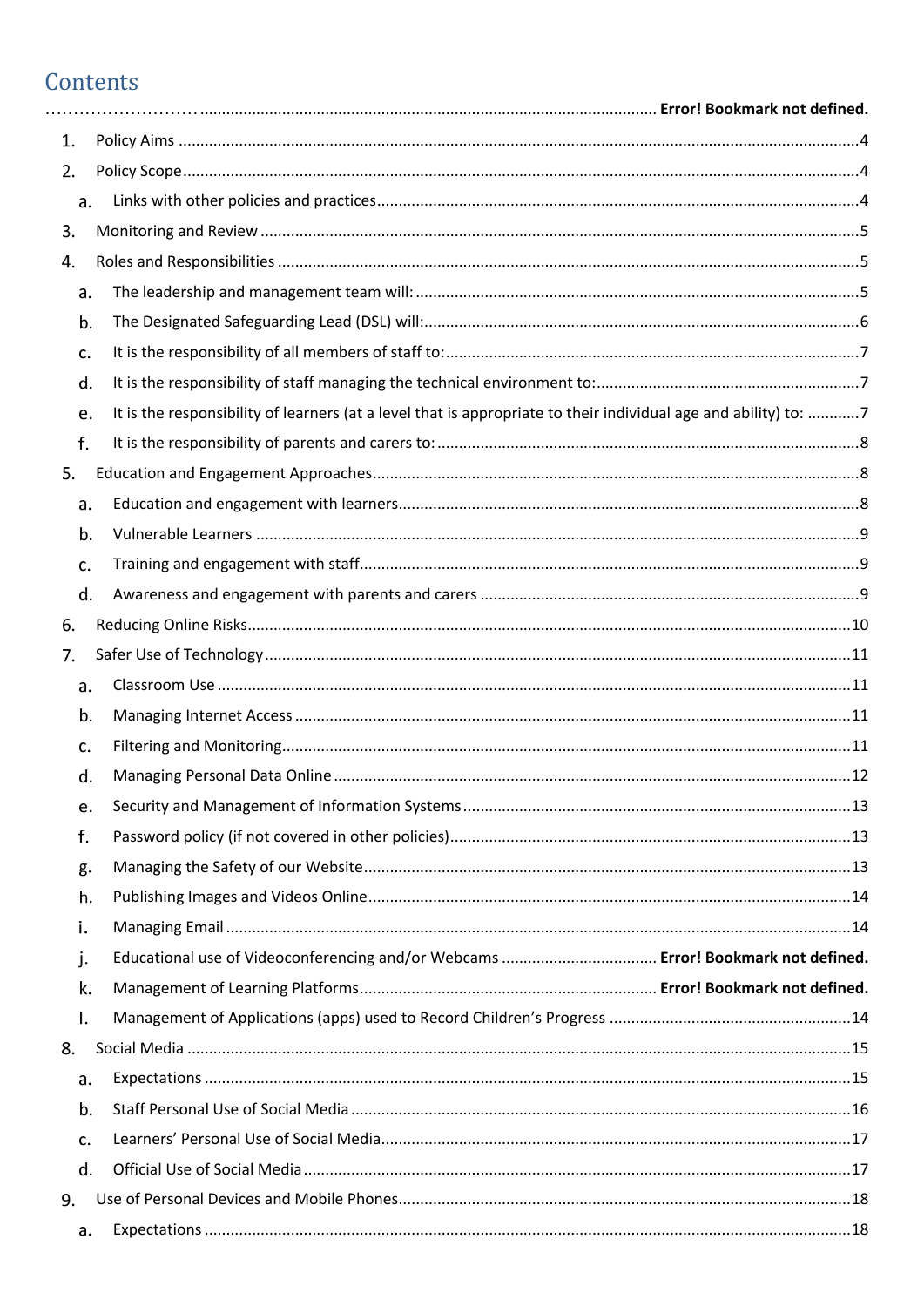# Contents

……………………….......................................................................................................... **Error! Bookmark not defined.**

1. Policy Aims ..........................................................................................................................................4
2. Policy Scope.........................................................................................................................................4
   - a. Links with other policies and practices.............................................................................................4
3. Monitoring and Review .......................................................................................................................5
4. Roles and Responsibilities ...................................................................................................................5
   - a. The leadership and management team will: ....................................................................................5
   - b. The Designated Safeguarding Lead (DSL) will:..................................................................................6
   - c. It is the responsibility of all members of staff to:.............................................................................7
   - d. It is the responsibility of staff managing the technical environment to:...........................................7
   - e. It is the responsibility of learners (at a level that is appropriate to their individual age and ability) to: ...........7
   - f. It is the responsibility of parents and carers to: ...............................................................................8
5. Education and Engagement Approaches..............................................................................................8
   - a. Education and engagement with learners........................................................................................8
   - b. Vulnerable Learners .........................................................................................................................9
   - c. Training and engagement with staff.................................................................................................9
   - d. Awareness and engagement with parents and carers .....................................................................9
6. Reducing Online Risks.........................................................................................................................10
7. Safer Use of Technology .....................................................................................................................11
   - a. Classroom Use ................................................................................................................................11
   - b. Managing Internet Access ..............................................................................................................11
   - c. Filtering and Monitoring.................................................................................................................11
   - d. Managing Personal Data Online .....................................................................................................12
   - e. Security and Management of Information Systems .......................................................................13
   - f. Password policy (if not covered in other policies)...........................................................................13
   - g. Managing the Safety of our Website..............................................................................................13
   - h. Publishing Images and Videos Online.............................................................................................14
   - i. Managing Email ...............................................................................................................................14
   - j. Educational use of Videoconferencing and/or Webcams ................................... **Error! Bookmark not defined.**
   - k. Management of Learning Platforms.................................................................. **Error! Bookmark not defined.**
   - l. Management of Applications (apps) used to Record Children's Progress .......................................................14
8. Social Media .......................................................................................................................................15
   - a. Expectations ...................................................................................................................................15
   - b. Staff Personal Use of Social Media .................................................................................................16
   - c. Learners' Personal Use of Social Media...........................................................................................17
   - d. Official Use of Social Media ............................................................................................................17
9. Use of Personal Devices and Mobile Phones.......................................................................................18
   - a. Expectations ...................................................................................................................................18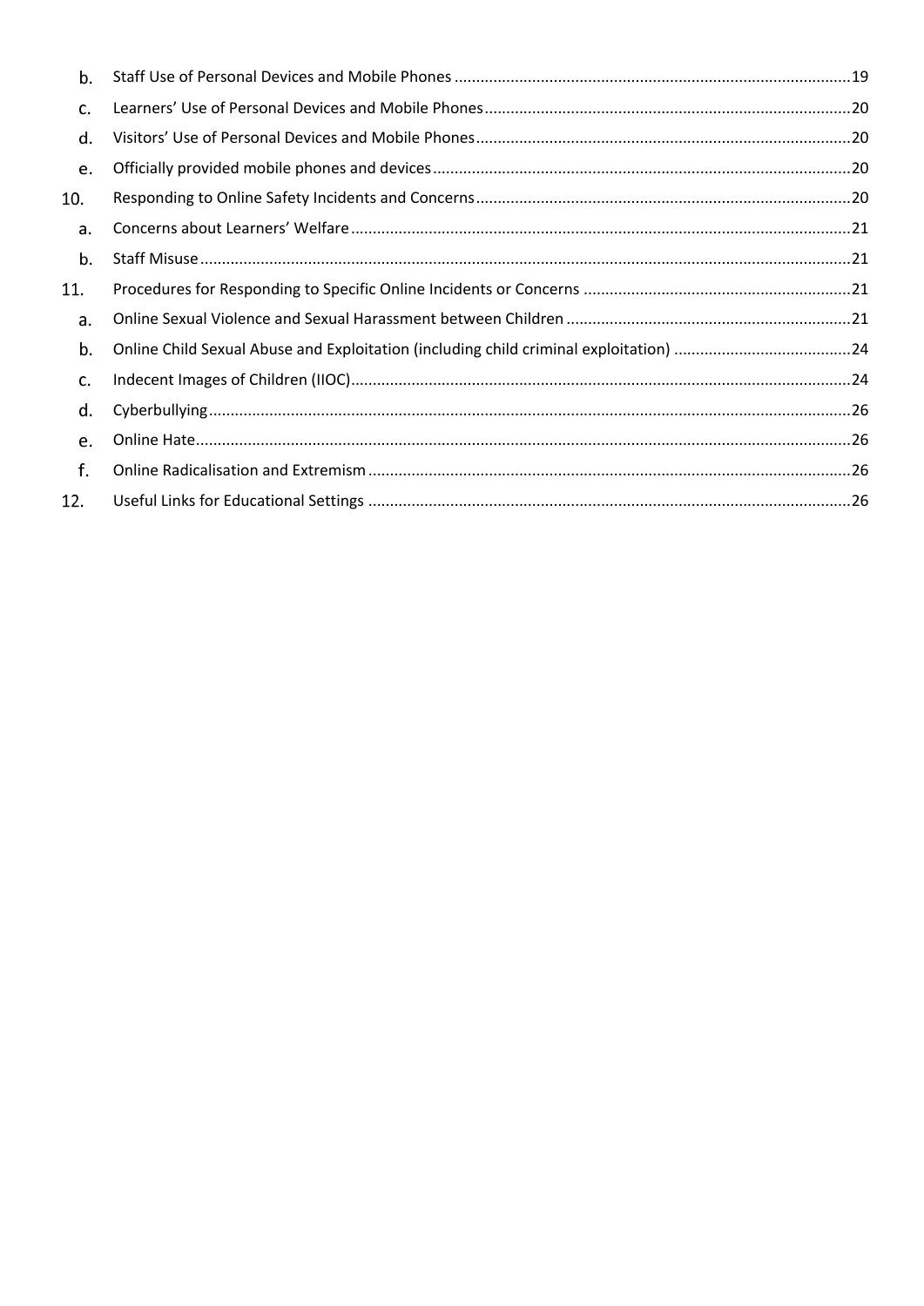b. Staff Use of Personal Devices and Mobile Phones ....................................................................................... 19
c. Learners' Use of Personal Devices and Mobile Phones ................................................................................ 20
d. Visitors' Use of Personal Devices and Mobile Phones .................................................................................. 20
e. Officially provided mobile phones and devices ............................................................................................ 20

10. Responding to Online Safety Incidents and Concerns .................................................................................. 20

a. Concerns about Learners' Welfare ................................................................................................................ 21
b. Staff Misuse ................................................................................................................................................... 21

11. Procedures for Responding to Specific Online Incidents or Concerns ........................................................... 21

a. Online Sexual Violence and Sexual Harassment between Children .............................................................. 21
b. Online Child Sexual Abuse and Exploitation (including child criminal exploitation) ...................................... 24
c. Indecent Images of Children (IIOC) ................................................................................................................ 24
d. Cyberbullying .................................................................................................................................................. 26
e. Online Hate ..................................................................................................................................................... 26
f. Online Radicalisation and Extremism ............................................................................................................. 26

12. Useful Links for Educational Settings ............................................................................................................ 26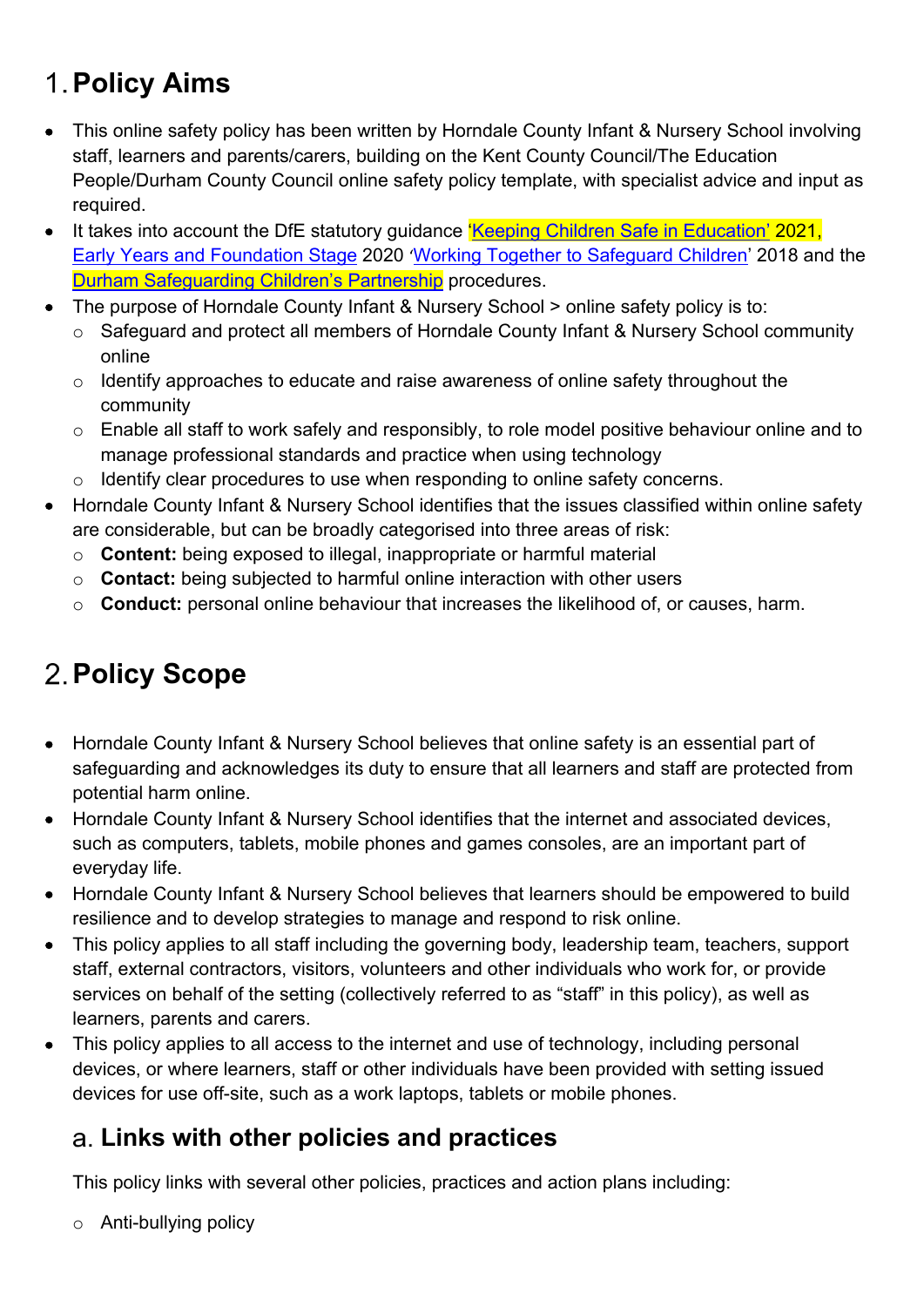# 1. Policy Aims

- This online safety policy has been written by Horndale County Infant & Nursery School involving staff, learners and parents/carers, building on the Kent County Council/The Education People/Durham County Council online safety policy template, with specialist advice and input as required.
- It takes into account the DfE statutory guidance 'Keeping Children Safe in Education' 2021, Early Years and Foundation Stage 2020 'Working Together to Safeguard Children' 2018 and the Durham Safeguarding Children's Partnership procedures.
- The purpose of Horndale County Infant & Nursery School > online safety policy is to:
  - Safeguard and protect all members of Horndale County Infant & Nursery School community online
  - Identify approaches to educate and raise awareness of online safety throughout the community
  - Enable all staff to work safely and responsibly, to role model positive behaviour online and to manage professional standards and practice when using technology
  - Identify clear procedures to use when responding to online safety concerns.
- Horndale County Infant & Nursery School identifies that the issues classified within online safety are considerable, but can be broadly categorised into three areas of risk:
  - **Content:** being exposed to illegal, inappropriate or harmful material
  - **Contact:** being subjected to harmful online interaction with other users
  - **Conduct:** personal online behaviour that increases the likelihood of, or causes, harm.

# 2. Policy Scope

- Horndale County Infant & Nursery School believes that online safety is an essential part of safeguarding and acknowledges its duty to ensure that all learners and staff are protected from potential harm online.
- Horndale County Infant & Nursery School identifies that the internet and associated devices, such as computers, tablets, mobile phones and games consoles, are an important part of everyday life.
- Horndale County Infant & Nursery School believes that learners should be empowered to build resilience and to develop strategies to manage and respond to risk online.
- This policy applies to all staff including the governing body, leadership team, teachers, support staff, external contractors, visitors, volunteers and other individuals who work for, or provide services on behalf of the setting (collectively referred to as "staff" in this policy), as well as learners, parents and carers.
- This policy applies to all access to the internet and use of technology, including personal devices, or where learners, staff or other individuals have been provided with setting issued devices for use off-site, such as a work laptops, tablets or mobile phones.

## a. Links with other policies and practices

This policy links with several other policies, practices and action plans including:

- Anti-bullying policy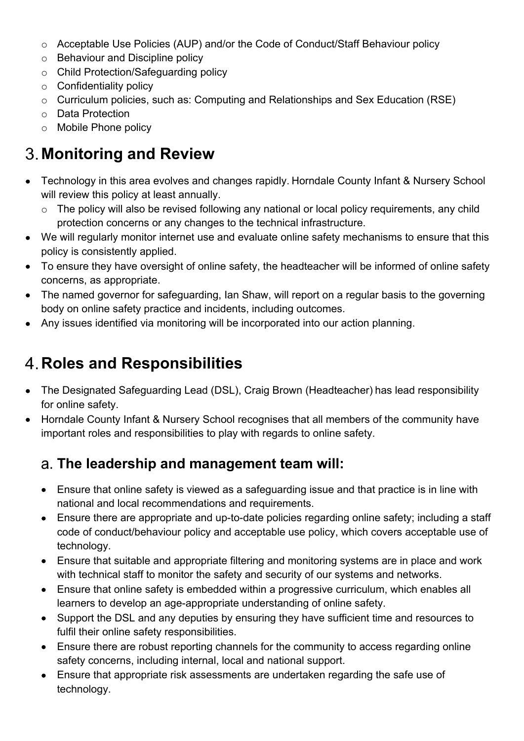- Acceptable Use Policies (AUP) and/or the Code of Conduct/Staff Behaviour policy
- Behaviour and Discipline policy
- Child Protection/Safeguarding policy
- Confidentiality policy
- Curriculum policies, such as: Computing and Relationships and Sex Education (RSE)
- Data Protection
- Mobile Phone policy

## 3. Monitoring and Review

- Technology in this area evolves and changes rapidly. Horndale County Infant & Nursery School will review this policy at least annually.
  - The policy will also be revised following any national or local policy requirements, any child protection concerns or any changes to the technical infrastructure.
- We will regularly monitor internet use and evaluate online safety mechanisms to ensure that this policy is consistently applied.
- To ensure they have oversight of online safety, the headteacher will be informed of online safety concerns, as appropriate.
- The named governor for safeguarding, Ian Shaw, will report on a regular basis to the governing body on online safety practice and incidents, including outcomes.
- Any issues identified via monitoring will be incorporated into our action planning.

## 4. Roles and Responsibilities

- The Designated Safeguarding Lead (DSL), Craig Brown (Headteacher) has lead responsibility for online safety.
- Horndale County Infant & Nursery School recognises that all members of the community have important roles and responsibilities to play with regards to online safety.

### a. The leadership and management team will:

- Ensure that online safety is viewed as a safeguarding issue and that practice is in line with national and local recommendations and requirements.
- Ensure there are appropriate and up-to-date policies regarding online safety; including a staff code of conduct/behaviour policy and acceptable use policy, which covers acceptable use of technology.
- Ensure that suitable and appropriate filtering and monitoring systems are in place and work with technical staff to monitor the safety and security of our systems and networks.
- Ensure that online safety is embedded within a progressive curriculum, which enables all learners to develop an age-appropriate understanding of online safety.
- Support the DSL and any deputies by ensuring they have sufficient time and resources to fulfil their online safety responsibilities.
- Ensure there are robust reporting channels for the community to access regarding online safety concerns, including internal, local and national support.
- Ensure that appropriate risk assessments are undertaken regarding the safe use of technology.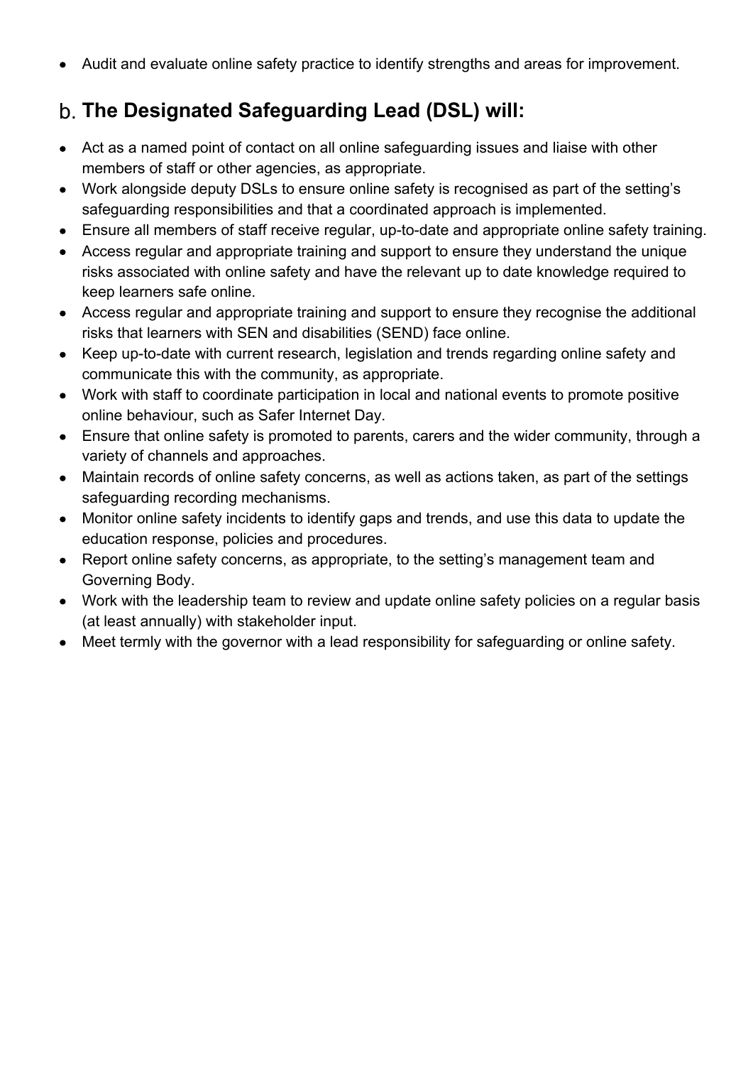- Audit and evaluate online safety practice to identify strengths and areas for improvement.

## b. The Designated Safeguarding Lead (DSL) will:

- Act as a named point of contact on all online safeguarding issues and liaise with other members of staff or other agencies, as appropriate.
- Work alongside deputy DSLs to ensure online safety is recognised as part of the setting's safeguarding responsibilities and that a coordinated approach is implemented.
- Ensure all members of staff receive regular, up-to-date and appropriate online safety training.
- Access regular and appropriate training and support to ensure they understand the unique risks associated with online safety and have the relevant up to date knowledge required to keep learners safe online.
- Access regular and appropriate training and support to ensure they recognise the additional risks that learners with SEN and disabilities (SEND) face online.
- Keep up-to-date with current research, legislation and trends regarding online safety and communicate this with the community, as appropriate.
- Work with staff to coordinate participation in local and national events to promote positive online behaviour, such as Safer Internet Day.
- Ensure that online safety is promoted to parents, carers and the wider community, through a variety of channels and approaches.
- Maintain records of online safety concerns, as well as actions taken, as part of the settings safeguarding recording mechanisms.
- Monitor online safety incidents to identify gaps and trends, and use this data to update the education response, policies and procedures.
- Report online safety concerns, as appropriate, to the setting's management team and Governing Body.
- Work with the leadership team to review and update online safety policies on a regular basis (at least annually) with stakeholder input.
- Meet termly with the governor with a lead responsibility for safeguarding or online safety.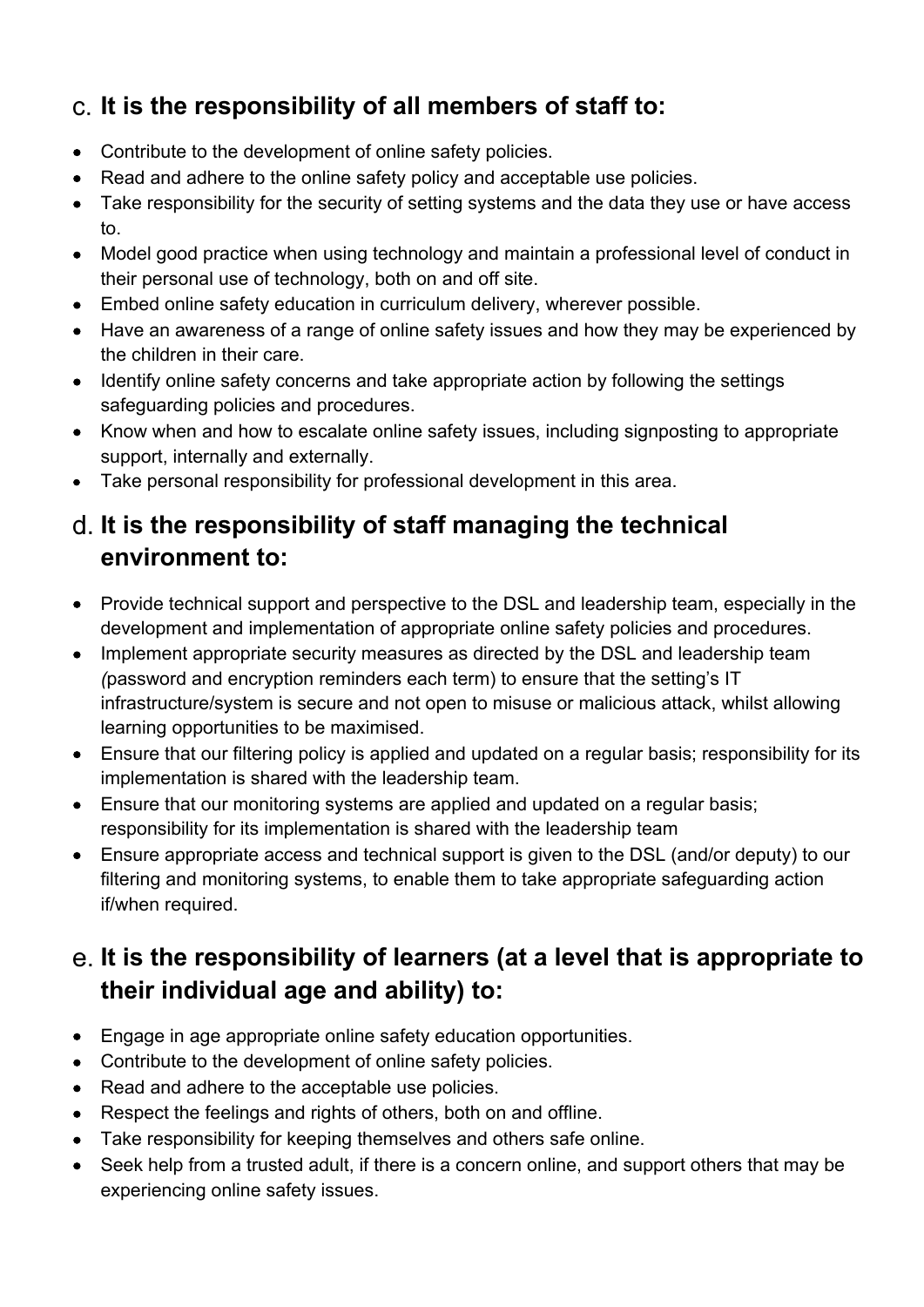## c. It is the responsibility of all members of staff to:

- Contribute to the development of online safety policies.
- Read and adhere to the online safety policy and acceptable use policies.
- Take responsibility for the security of setting systems and the data they use or have access to.
- Model good practice when using technology and maintain a professional level of conduct in their personal use of technology, both on and off site.
- Embed online safety education in curriculum delivery, wherever possible.
- Have an awareness of a range of online safety issues and how they may be experienced by the children in their care.
- Identify online safety concerns and take appropriate action by following the settings safeguarding policies and procedures.
- Know when and how to escalate online safety issues, including signposting to appropriate support, internally and externally.
- Take personal responsibility for professional development in this area.

## d. It is the responsibility of staff managing the technical environment to:

- Provide technical support and perspective to the DSL and leadership team, especially in the development and implementation of appropriate online safety policies and procedures.
- Implement appropriate security measures as directed by the DSL and leadership team *(*password and encryption reminders each term) to ensure that the setting's IT infrastructure/system is secure and not open to misuse or malicious attack, whilst allowing learning opportunities to be maximised.
- Ensure that our filtering policy is applied and updated on a regular basis; responsibility for its implementation is shared with the leadership team.
- Ensure that our monitoring systems are applied and updated on a regular basis; responsibility for its implementation is shared with the leadership team
- Ensure appropriate access and technical support is given to the DSL (and/or deputy) to our filtering and monitoring systems, to enable them to take appropriate safeguarding action if/when required.

## e. It is the responsibility of learners (at a level that is appropriate to their individual age and ability) to:

- Engage in age appropriate online safety education opportunities.
- Contribute to the development of online safety policies.
- Read and adhere to the acceptable use policies.
- Respect the feelings and rights of others, both on and offline.
- Take responsibility for keeping themselves and others safe online.
- Seek help from a trusted adult, if there is a concern online, and support others that may be experiencing online safety issues.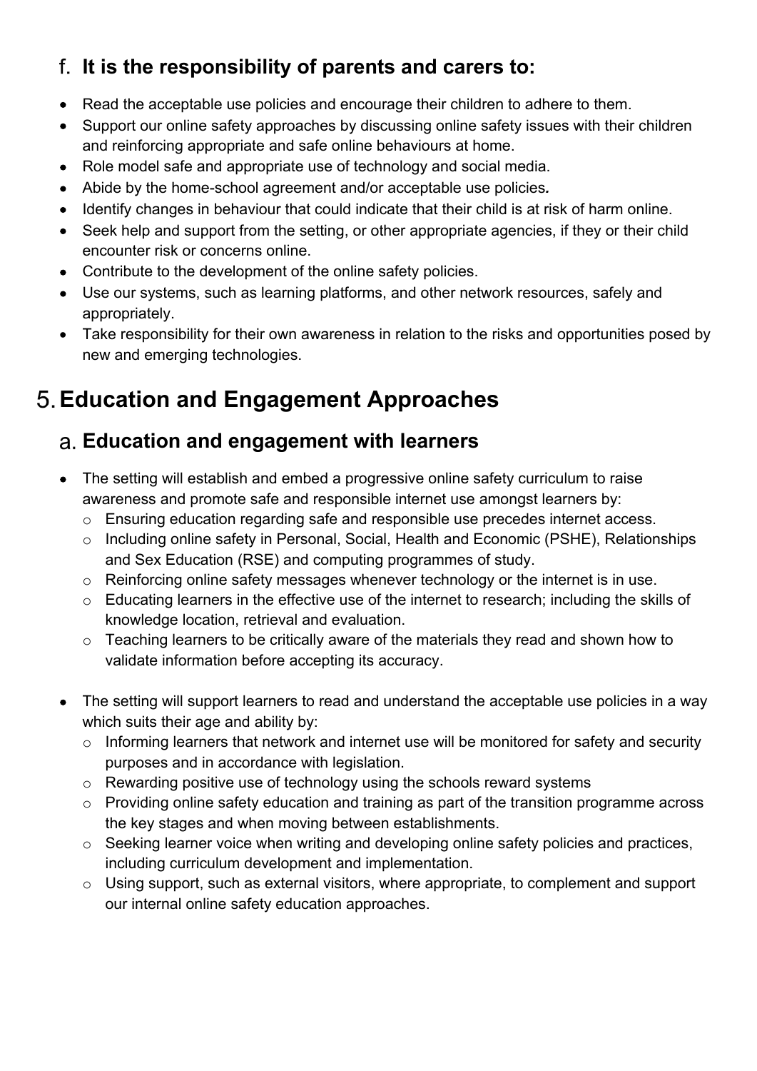### f. It is the responsibility of parents and carers to:

- Read the acceptable use policies and encourage their children to adhere to them.
- Support our online safety approaches by discussing online safety issues with their children and reinforcing appropriate and safe online behaviours at home.
- Role model safe and appropriate use of technology and social media.
- Abide by the home-school agreement and/or acceptable use policies**.**
- Identify changes in behaviour that could indicate that their child is at risk of harm online.
- Seek help and support from the setting, or other appropriate agencies, if they or their child encounter risk or concerns online.
- Contribute to the development of the online safety policies.
- Use our systems, such as learning platforms, and other network resources, safely and appropriately.
- Take responsibility for their own awareness in relation to the risks and opportunities posed by new and emerging technologies.

## 5. Education and Engagement Approaches

### a. Education and engagement with learners

- The setting will establish and embed a progressive online safety curriculum to raise awareness and promote safe and responsible internet use amongst learners by:
  - Ensuring education regarding safe and responsible use precedes internet access.
  - Including online safety in Personal, Social, Health and Economic (PSHE), Relationships and Sex Education (RSE) and computing programmes of study.
  - Reinforcing online safety messages whenever technology or the internet is in use.
  - Educating learners in the effective use of the internet to research; including the skills of knowledge location, retrieval and evaluation.
  - Teaching learners to be critically aware of the materials they read and shown how to validate information before accepting its accuracy.

- The setting will support learners to read and understand the acceptable use policies in a way which suits their age and ability by:
  - Informing learners that network and internet use will be monitored for safety and security purposes and in accordance with legislation.
  - Rewarding positive use of technology using the schools reward systems
  - Providing online safety education and training as part of the transition programme across the key stages and when moving between establishments.
  - Seeking learner voice when writing and developing online safety policies and practices, including curriculum development and implementation.
  - Using support, such as external visitors, where appropriate, to complement and support our internal online safety education approaches.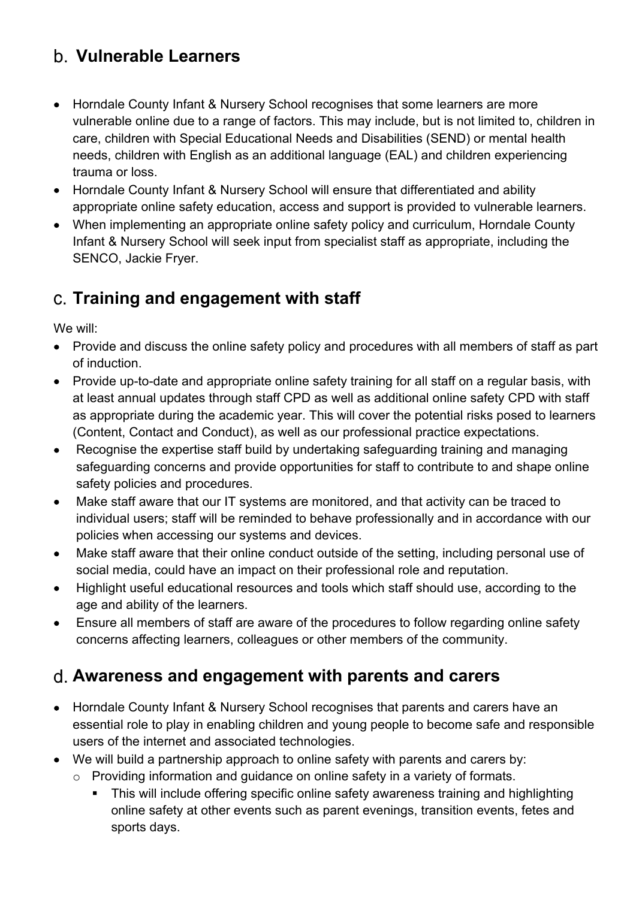## b. Vulnerable Learners

- Horndale County Infant & Nursery School recognises that some learners are more vulnerable online due to a range of factors. This may include, but is not limited to, children in care, children with Special Educational Needs and Disabilities (SEND) or mental health needs, children with English as an additional language (EAL) and children experiencing trauma or loss.
- Horndale County Infant & Nursery School will ensure that differentiated and ability appropriate online safety education, access and support is provided to vulnerable learners.
- When implementing an appropriate online safety policy and curriculum, Horndale County Infant & Nursery School will seek input from specialist staff as appropriate, including the SENCO, Jackie Fryer.

## c. Training and engagement with staff

We will:

- Provide and discuss the online safety policy and procedures with all members of staff as part of induction.
- Provide up-to-date and appropriate online safety training for all staff on a regular basis, with at least annual updates through staff CPD as well as additional online safety CPD with staff as appropriate during the academic year. This will cover the potential risks posed to learners (Content, Contact and Conduct), as well as our professional practice expectations.
- Recognise the expertise staff build by undertaking safeguarding training and managing safeguarding concerns and provide opportunities for staff to contribute to and shape online safety policies and procedures.
- Make staff aware that our IT systems are monitored, and that activity can be traced to individual users; staff will be reminded to behave professionally and in accordance with our policies when accessing our systems and devices.
- Make staff aware that their online conduct outside of the setting, including personal use of social media, could have an impact on their professional role and reputation.
- Highlight useful educational resources and tools which staff should use, according to the age and ability of the learners.
- Ensure all members of staff are aware of the procedures to follow regarding online safety concerns affecting learners, colleagues or other members of the community.

## d. Awareness and engagement with parents and carers

- Horndale County Infant & Nursery School recognises that parents and carers have an essential role to play in enabling children and young people to become safe and responsible users of the internet and associated technologies.
- We will build a partnership approach to online safety with parents and carers by:
  - Providing information and guidance on online safety in a variety of formats.
    - This will include offering specific online safety awareness training and highlighting online safety at other events such as parent evenings, transition events, fetes and sports days.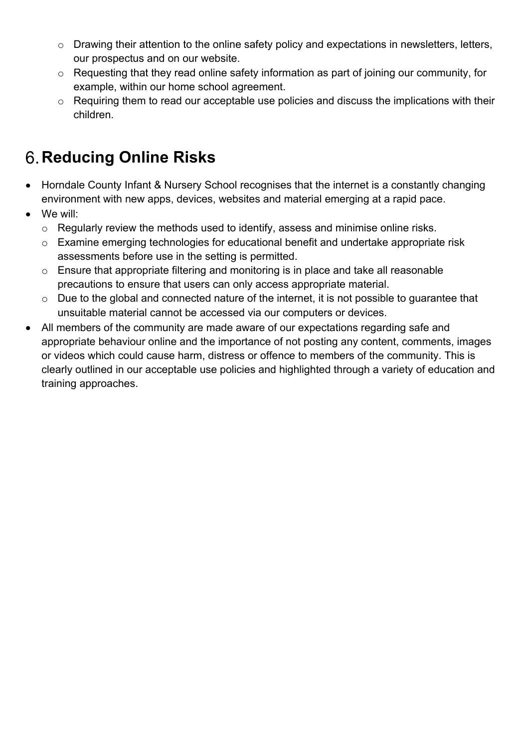- Drawing their attention to the online safety policy and expectations in newsletters, letters, our prospectus and on our website.
    - Requesting that they read online safety information as part of joining our community, for example, within our home school agreement.
    - Requiring them to read our acceptable use policies and discuss the implications with their children.

# 6. Reducing Online Risks

- Horndale County Infant & Nursery School recognises that the internet is a constantly changing environment with new apps, devices, websites and material emerging at a rapid pace.
- We will:
    - Regularly review the methods used to identify, assess and minimise online risks.
    - Examine emerging technologies for educational benefit and undertake appropriate risk assessments before use in the setting is permitted.
    - Ensure that appropriate filtering and monitoring is in place and take all reasonable precautions to ensure that users can only access appropriate material.
    - Due to the global and connected nature of the internet, it is not possible to guarantee that unsuitable material cannot be accessed via our computers or devices.
- All members of the community are made aware of our expectations regarding safe and appropriate behaviour online and the importance of not posting any content, comments, images or videos which could cause harm, distress or offence to members of the community. This is clearly outlined in our acceptable use policies and highlighted through a variety of education and training approaches.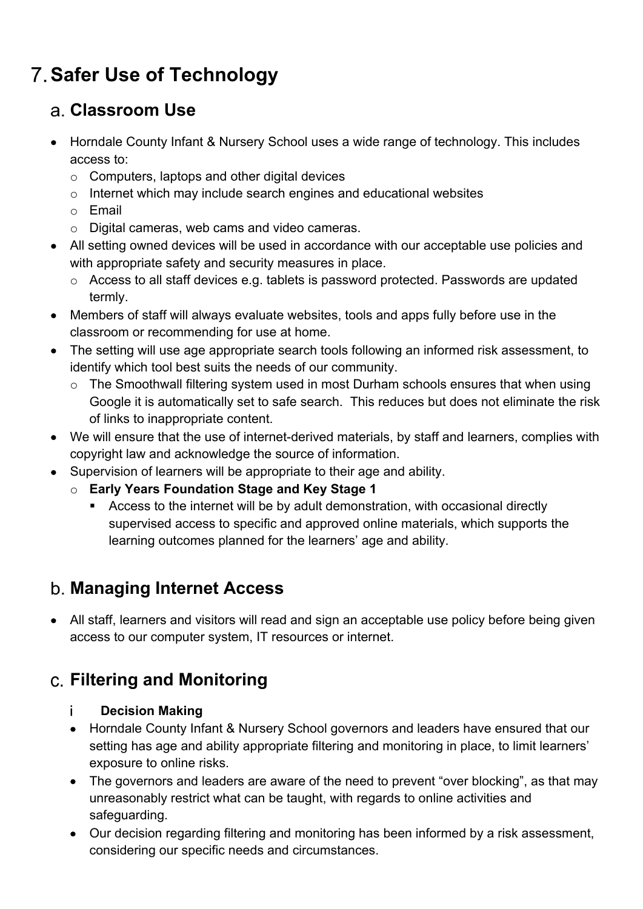# 7. Safer Use of Technology

## a. Classroom Use

- Horndale County Infant & Nursery School uses a wide range of technology. This includes access to:
  - Computers, laptops and other digital devices
  - Internet which may include search engines and educational websites
  - Email
  - Digital cameras, web cams and video cameras.
- All setting owned devices will be used in accordance with our acceptable use policies and with appropriate safety and security measures in place.
  - Access to all staff devices e.g. tablets is password protected. Passwords are updated termly.
- Members of staff will always evaluate websites, tools and apps fully before use in the classroom or recommending for use at home.
- The setting will use age appropriate search tools following an informed risk assessment, to identify which tool best suits the needs of our community.
  - The Smoothwall filtering system used in most Durham schools ensures that when using Google it is automatically set to safe search. This reduces but does not eliminate the risk of links to inappropriate content.
- We will ensure that the use of internet-derived materials, by staff and learners, complies with copyright law and acknowledge the source of information.
- Supervision of learners will be appropriate to their age and ability.
  - **Early Years Foundation Stage and Key Stage 1**
    - Access to the internet will be by adult demonstration, with occasional directly supervised access to specific and approved online materials, which supports the learning outcomes planned for the learners' age and ability.

## b. Managing Internet Access

- All staff, learners and visitors will read and sign an acceptable use policy before being given access to our computer system, IT resources or internet.

## c. Filtering and Monitoring

### i Decision Making

- Horndale County Infant & Nursery School governors and leaders have ensured that our setting has age and ability appropriate filtering and monitoring in place, to limit learners' exposure to online risks.
- The governors and leaders are aware of the need to prevent "over blocking", as that may unreasonably restrict what can be taught, with regards to online activities and safeguarding.
- Our decision regarding filtering and monitoring has been informed by a risk assessment, considering our specific needs and circumstances.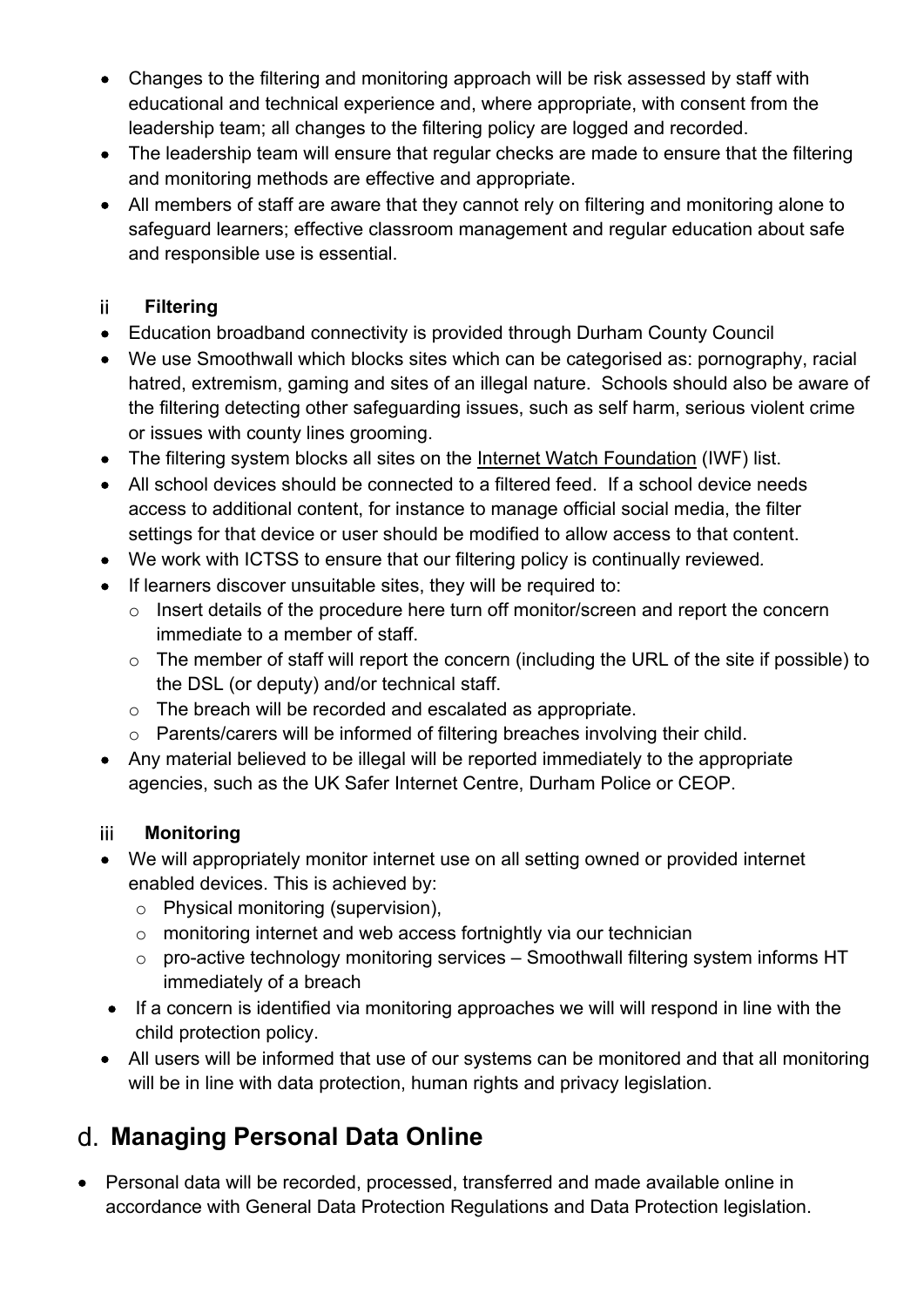- Changes to the filtering and monitoring approach will be risk assessed by staff with educational and technical experience and, where appropriate, with consent from the leadership team; all changes to the filtering policy are logged and recorded.
- The leadership team will ensure that regular checks are made to ensure that the filtering and monitoring methods are effective and appropriate.
- All members of staff are aware that they cannot rely on filtering and monitoring alone to safeguard learners; effective classroom management and regular education about safe and responsible use is essential.

### ii Filtering

- Education broadband connectivity is provided through Durham County Council
- We use Smoothwall which blocks sites which can be categorised as: pornography, racial hatred, extremism, gaming and sites of an illegal nature. Schools should also be aware of the filtering detecting other safeguarding issues, such as self harm, serious violent crime or issues with county lines grooming.
- The filtering system blocks all sites on the Internet Watch Foundation (IWF) list.
- All school devices should be connected to a filtered feed. If a school device needs access to additional content, for instance to manage official social media, the filter settings for that device or user should be modified to allow access to that content.
- We work with ICTSS to ensure that our filtering policy is continually reviewed.
- If learners discover unsuitable sites, they will be required to:
  - Insert details of the procedure here turn off monitor/screen and report the concern immediate to a member of staff.
  - The member of staff will report the concern (including the URL of the site if possible) to the DSL (or deputy) and/or technical staff.
  - The breach will be recorded and escalated as appropriate.
  - Parents/carers will be informed of filtering breaches involving their child.
- Any material believed to be illegal will be reported immediately to the appropriate agencies, such as the UK Safer Internet Centre, Durham Police or CEOP.

### iii Monitoring

- We will appropriately monitor internet use on all setting owned or provided internet enabled devices. This is achieved by:
  - Physical monitoring (supervision),
  - monitoring internet and web access fortnightly via our technician
  - pro-active technology monitoring services – Smoothwall filtering system informs HT immediately of a breach
- If a concern is identified via monitoring approaches we will will respond in line with the child protection policy.
- All users will be informed that use of our systems can be monitored and that all monitoring will be in line with data protection, human rights and privacy legislation.

## d. Managing Personal Data Online

- Personal data will be recorded, processed, transferred and made available online in accordance with General Data Protection Regulations and Data Protection legislation.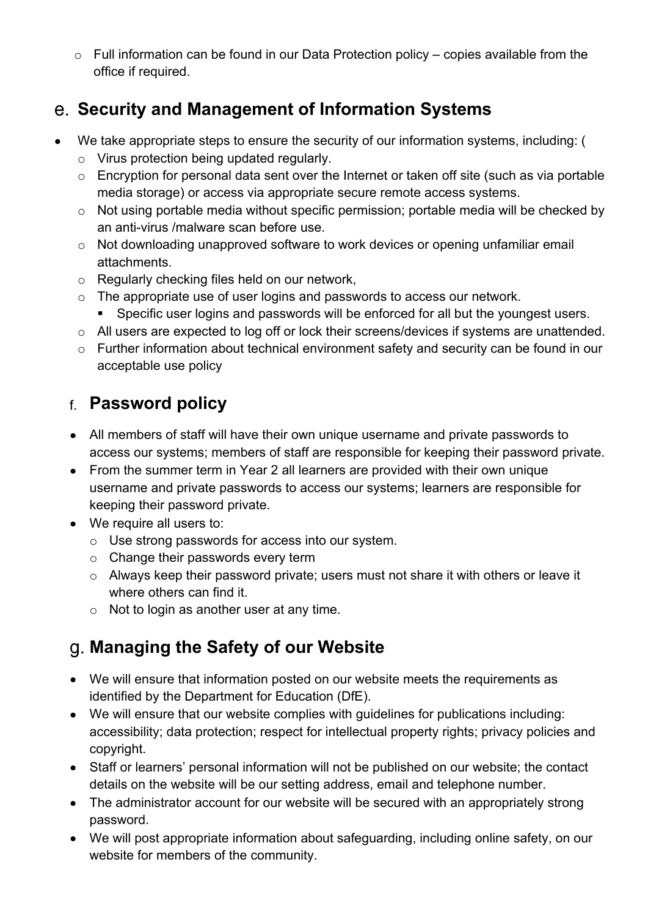- Full information can be found in our Data Protection policy – copies available from the office if required.

## e. Security and Management of Information Systems

- We take appropriate steps to ensure the security of our information systems, including: (
  - Virus protection being updated regularly.
  - Encryption for personal data sent over the Internet or taken off site (such as via portable media storage) or access via appropriate secure remote access systems.
  - Not using portable media without specific permission; portable media will be checked by an anti-virus /malware scan before use.
  - Not downloading unapproved software to work devices or opening unfamiliar email attachments.
  - Regularly checking files held on our network,
  - The appropriate use of user logins and passwords to access our network.
    - Specific user logins and passwords will be enforced for all but the youngest users.
  - All users are expected to log off or lock their screens/devices if systems are unattended.
  - Further information about technical environment safety and security can be found in our acceptable use policy

## f. Password policy

- All members of staff will have their own unique username and private passwords to access our systems; members of staff are responsible for keeping their password private.
- From the summer term in Year 2 all learners are provided with their own unique username and private passwords to access our systems; learners are responsible for keeping their password private.
- We require all users to:
  - Use strong passwords for access into our system.
  - Change their passwords every term
  - Always keep their password private; users must not share it with others or leave it where others can find it.
  - Not to login as another user at any time.

## g. Managing the Safety of our Website

- We will ensure that information posted on our website meets the requirements as identified by the Department for Education (DfE).
- We will ensure that our website complies with guidelines for publications including: accessibility; data protection; respect for intellectual property rights; privacy policies and copyright.
- Staff or learners' personal information will not be published on our website; the contact details on the website will be our setting address, email and telephone number.
- The administrator account for our website will be secured with an appropriately strong password.
- We will post appropriate information about safeguarding, including online safety, on our website for members of the community.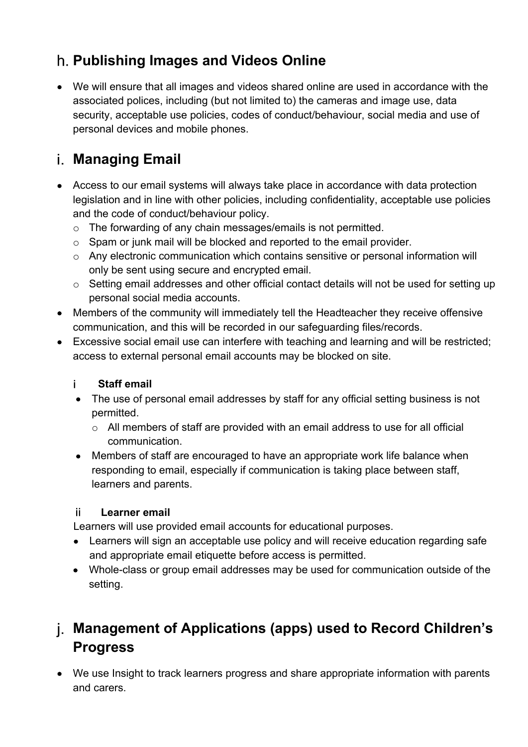## h. Publishing Images and Videos Online

- We will ensure that all images and videos shared online are used in accordance with the associated polices, including (but not limited to) the cameras and image use, data security, acceptable use policies, codes of conduct/behaviour, social media and use of personal devices and mobile phones.

## i. Managing Email

- Access to our email systems will always take place in accordance with data protection legislation and in line with other policies, including confidentiality, acceptable use policies and the code of conduct/behaviour policy.
  - The forwarding of any chain messages/emails is not permitted.
  - Spam or junk mail will be blocked and reported to the email provider.
  - Any electronic communication which contains sensitive or personal information will only be sent using secure and encrypted email.
  - Setting email addresses and other official contact details will not be used for setting up personal social media accounts.
- Members of the community will immediately tell the Headteacher they receive offensive communication, and this will be recorded in our safeguarding files/records.
- Excessive social email use can interfere with teaching and learning and will be restricted; access to external personal email accounts may be blocked on site.

### i Staff email

- The use of personal email addresses by staff for any official setting business is not permitted.
  - All members of staff are provided with an email address to use for all official communication.
- Members of staff are encouraged to have an appropriate work life balance when responding to email, especially if communication is taking place between staff, learners and parents.

### ii Learner email

Learners will use provided email accounts for educational purposes.

- Learners will sign an acceptable use policy and will receive education regarding safe and appropriate email etiquette before access is permitted.
- Whole-class or group email addresses may be used for communication outside of the setting.

## j. Management of Applications (apps) used to Record Children's Progress

- We use Insight to track learners progress and share appropriate information with parents and carers.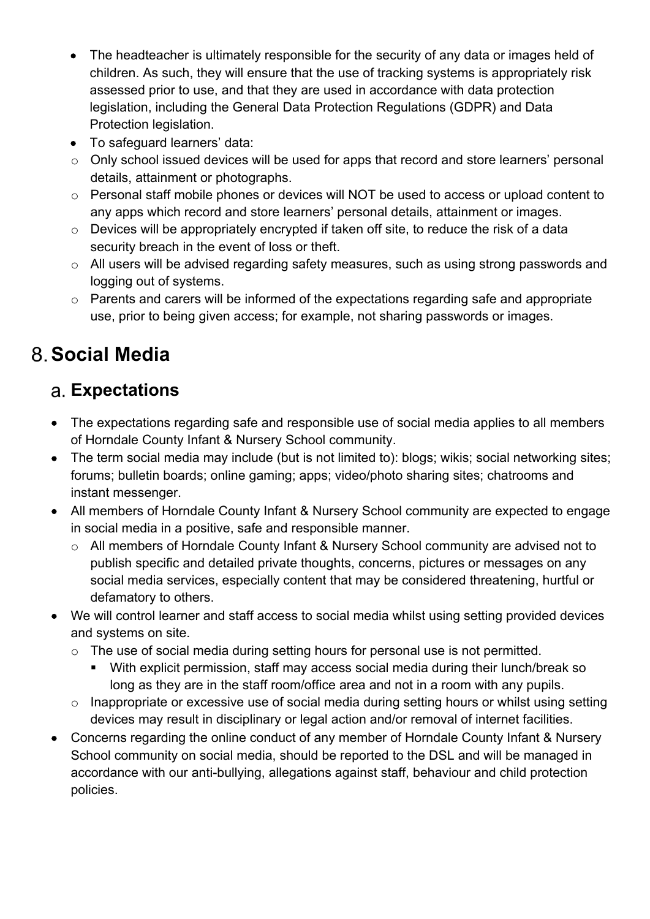- The headteacher is ultimately responsible for the security of any data or images held of children. As such, they will ensure that the use of tracking systems is appropriately risk assessed prior to use, and that they are used in accordance with data protection legislation, including the General Data Protection Regulations (GDPR) and Data Protection legislation.
- To safeguard learners' data:
  - Only school issued devices will be used for apps that record and store learners' personal details, attainment or photographs.
  - Personal staff mobile phones or devices will NOT be used to access or upload content to any apps which record and store learners' personal details, attainment or images.
  - Devices will be appropriately encrypted if taken off site, to reduce the risk of a data security breach in the event of loss or theft.
  - All users will be advised regarding safety measures, such as using strong passwords and logging out of systems.
  - Parents and carers will be informed of the expectations regarding safe and appropriate use, prior to being given access; for example, not sharing passwords or images.

# 8. Social Media

## a. Expectations

- The expectations regarding safe and responsible use of social media applies to all members of Horndale County Infant & Nursery School community.
- The term social media may include (but is not limited to): blogs; wikis; social networking sites; forums; bulletin boards; online gaming; apps; video/photo sharing sites; chatrooms and instant messenger.
- All members of Horndale County Infant & Nursery School community are expected to engage in social media in a positive, safe and responsible manner.
  - All members of Horndale County Infant & Nursery School community are advised not to publish specific and detailed private thoughts, concerns, pictures or messages on any social media services, especially content that may be considered threatening, hurtful or defamatory to others.
- We will control learner and staff access to social media whilst using setting provided devices and systems on site.
  - The use of social media during setting hours for personal use is not permitted.
    - With explicit permission, staff may access social media during their lunch/break so long as they are in the staff room/office area and not in a room with any pupils.
  - Inappropriate or excessive use of social media during setting hours or whilst using setting devices may result in disciplinary or legal action and/or removal of internet facilities.
- Concerns regarding the online conduct of any member of Horndale County Infant & Nursery School community on social media, should be reported to the DSL and will be managed in accordance with our anti-bullying, allegations against staff, behaviour and child protection policies.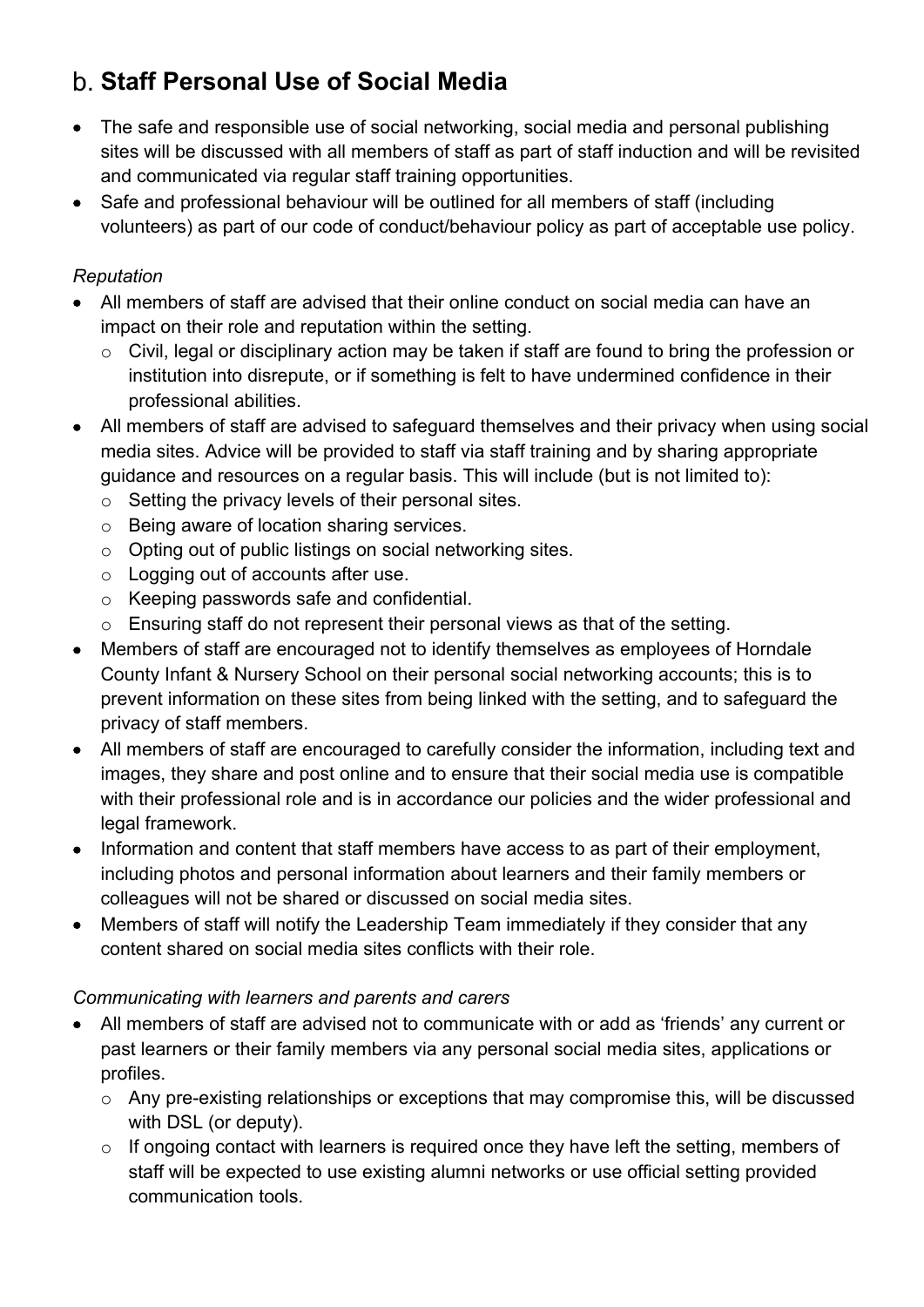## b. Staff Personal Use of Social Media

- The safe and responsible use of social networking, social media and personal publishing sites will be discussed with all members of staff as part of staff induction and will be revisited and communicated via regular staff training opportunities.
- Safe and professional behaviour will be outlined for all members of staff (including volunteers) as part of our code of conduct/behaviour policy as part of acceptable use policy.

*Reputation*

- All members of staff are advised that their online conduct on social media can have an impact on their role and reputation within the setting.
  - Civil, legal or disciplinary action may be taken if staff are found to bring the profession or institution into disrepute, or if something is felt to have undermined confidence in their professional abilities.
- All members of staff are advised to safeguard themselves and their privacy when using social media sites. Advice will be provided to staff via staff training and by sharing appropriate guidance and resources on a regular basis. This will include (but is not limited to):
  - Setting the privacy levels of their personal sites.
  - Being aware of location sharing services.
  - Opting out of public listings on social networking sites.
  - Logging out of accounts after use.
  - Keeping passwords safe and confidential.
  - Ensuring staff do not represent their personal views as that of the setting.
- Members of staff are encouraged not to identify themselves as employees of Horndale County Infant & Nursery School on their personal social networking accounts; this is to prevent information on these sites from being linked with the setting, and to safeguard the privacy of staff members.
- All members of staff are encouraged to carefully consider the information, including text and images, they share and post online and to ensure that their social media use is compatible with their professional role and is in accordance our policies and the wider professional and legal framework.
- Information and content that staff members have access to as part of their employment, including photos and personal information about learners and their family members or colleagues will not be shared or discussed on social media sites.
- Members of staff will notify the Leadership Team immediately if they consider that any content shared on social media sites conflicts with their role.

*Communicating with learners and parents and carers*

- All members of staff are advised not to communicate with or add as 'friends' any current or past learners or their family members via any personal social media sites, applications or profiles.
  - Any pre-existing relationships or exceptions that may compromise this, will be discussed with DSL (or deputy).
  - If ongoing contact with learners is required once they have left the setting, members of staff will be expected to use existing alumni networks or use official setting provided communication tools.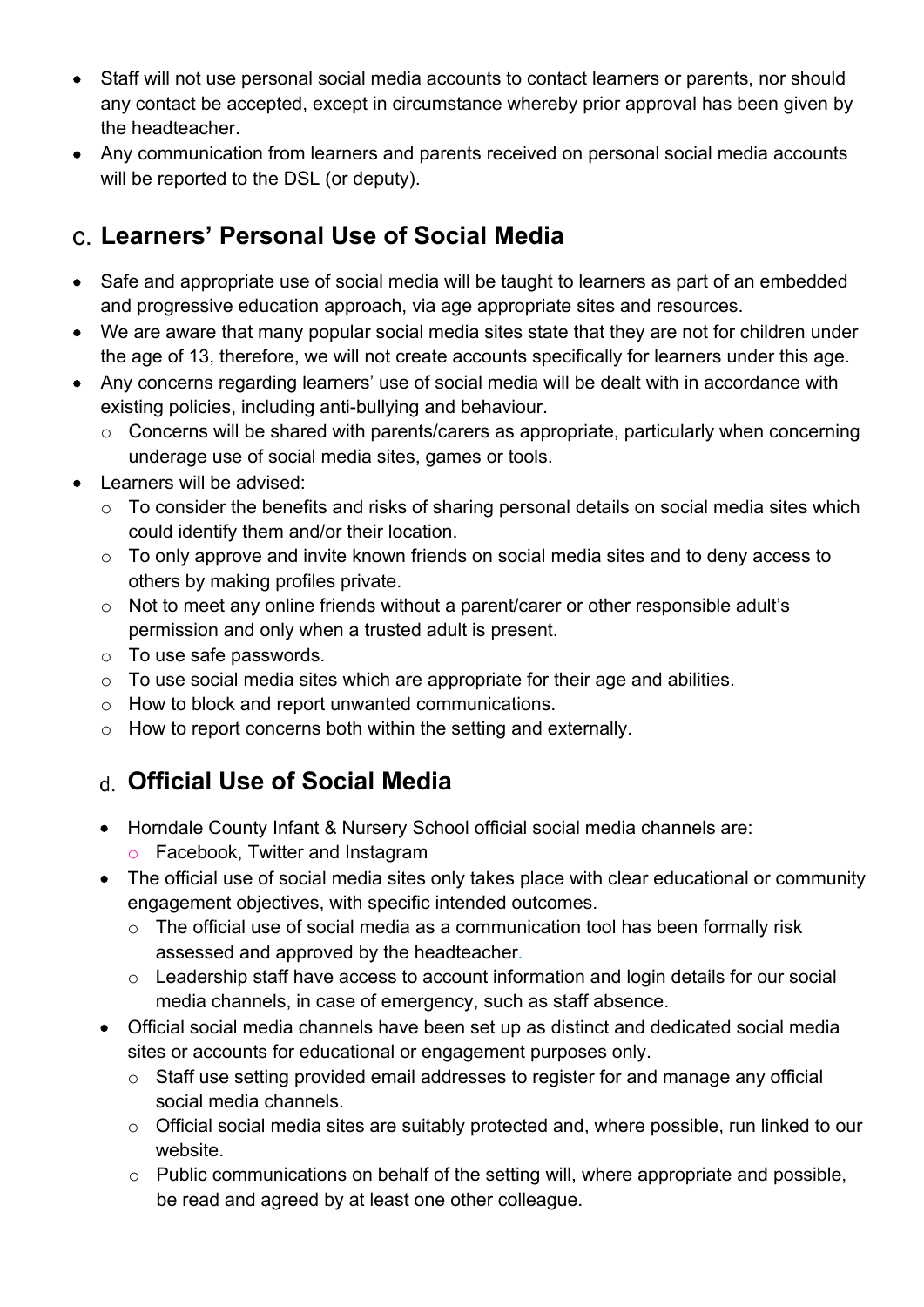- Staff will not use personal social media accounts to contact learners or parents, nor should any contact be accepted, except in circumstance whereby prior approval has been given by the headteacher.
- Any communication from learners and parents received on personal social media accounts will be reported to the DSL (or deputy).

## c. Learners' Personal Use of Social Media

- Safe and appropriate use of social media will be taught to learners as part of an embedded and progressive education approach, via age appropriate sites and resources.
- We are aware that many popular social media sites state that they are not for children under the age of 13, therefore, we will not create accounts specifically for learners under this age.
- Any concerns regarding learners' use of social media will be dealt with in accordance with existing policies, including anti-bullying and behaviour.
  - Concerns will be shared with parents/carers as appropriate, particularly when concerning underage use of social media sites, games or tools.
- Learners will be advised:
  - To consider the benefits and risks of sharing personal details on social media sites which could identify them and/or their location.
  - To only approve and invite known friends on social media sites and to deny access to others by making profiles private.
  - Not to meet any online friends without a parent/carer or other responsible adult's permission and only when a trusted adult is present.
  - To use safe passwords.
  - To use social media sites which are appropriate for their age and abilities.
  - How to block and report unwanted communications.
  - How to report concerns both within the setting and externally.

## d. Official Use of Social Media

- Horndale County Infant & Nursery School official social media channels are:
  - Facebook, Twitter and Instagram
- The official use of social media sites only takes place with clear educational or community engagement objectives, with specific intended outcomes.
  - The official use of social media as a communication tool has been formally risk assessed and approved by the headteacher.
  - Leadership staff have access to account information and login details for our social media channels, in case of emergency, such as staff absence.
- Official social media channels have been set up as distinct and dedicated social media sites or accounts for educational or engagement purposes only.
  - Staff use setting provided email addresses to register for and manage any official social media channels.
  - Official social media sites are suitably protected and, where possible, run linked to our website.
  - Public communications on behalf of the setting will, where appropriate and possible, be read and agreed by at least one other colleague.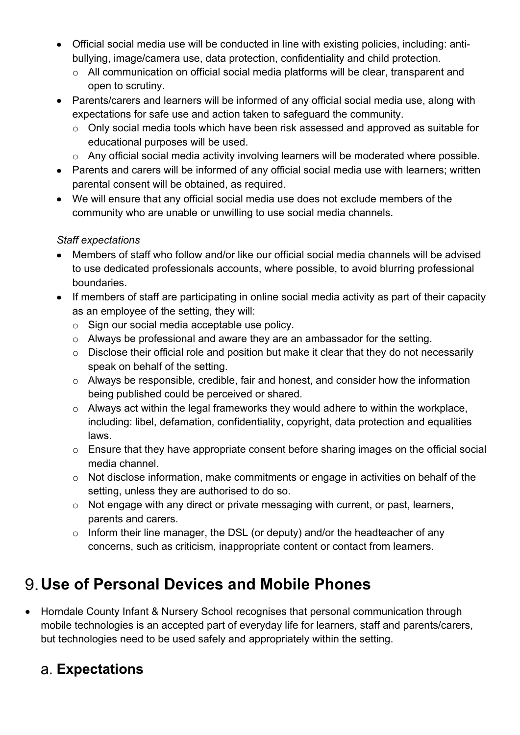- Official social media use will be conducted in line with existing policies, including: anti-bullying, image/camera use, data protection, confidentiality and child protection.
    - All communication on official social media platforms will be clear, transparent and open to scrutiny.
- Parents/carers and learners will be informed of any official social media use, along with expectations for safe use and action taken to safeguard the community.
    - Only social media tools which have been risk assessed and approved as suitable for educational purposes will be used.
    - Any official social media activity involving learners will be moderated where possible.
- Parents and carers will be informed of any official social media use with learners; written parental consent will be obtained, as required.
- We will ensure that any official social media use does not exclude members of the community who are unable or unwilling to use social media channels.

*Staff expectations*

- Members of staff who follow and/or like our official social media channels will be advised to use dedicated professionals accounts, where possible, to avoid blurring professional boundaries.
- If members of staff are participating in online social media activity as part of their capacity as an employee of the setting, they will:
    - Sign our social media acceptable use policy.
    - Always be professional and aware they are an ambassador for the setting.
    - Disclose their official role and position but make it clear that they do not necessarily speak on behalf of the setting.
    - Always be responsible, credible, fair and honest, and consider how the information being published could be perceived or shared.
    - Always act within the legal frameworks they would adhere to within the workplace, including: libel, defamation, confidentiality, copyright, data protection and equalities laws.
    - Ensure that they have appropriate consent before sharing images on the official social media channel.
    - Not disclose information, make commitments or engage in activities on behalf of the setting, unless they are authorised to do so.
    - Not engage with any direct or private messaging with current, or past, learners, parents and carers.
    - Inform their line manager, the DSL (or deputy) and/or the headteacher of any concerns, such as criticism, inappropriate content or contact from learners.

# 9. Use of Personal Devices and Mobile Phones

- Horndale County Infant & Nursery School recognises that personal communication through mobile technologies is an accepted part of everyday life for learners, staff and parents/carers, but technologies need to be used safely and appropriately within the setting.

## a. Expectations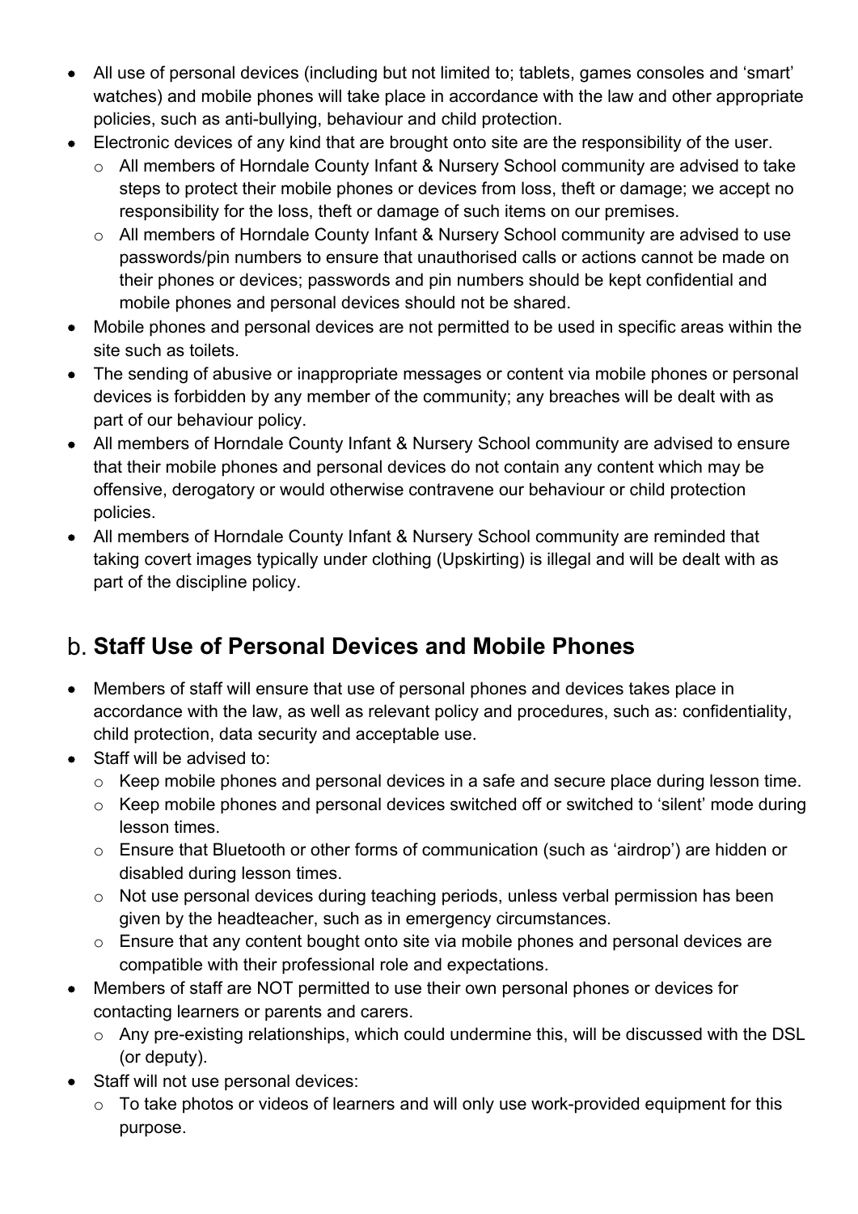- All use of personal devices (including but not limited to; tablets, games consoles and 'smart' watches) and mobile phones will take place in accordance with the law and other appropriate policies, such as anti-bullying, behaviour and child protection.
- Electronic devices of any kind that are brought onto site are the responsibility of the user.
  - All members of Horndale County Infant & Nursery School community are advised to take steps to protect their mobile phones or devices from loss, theft or damage; we accept no responsibility for the loss, theft or damage of such items on our premises.
  - All members of Horndale County Infant & Nursery School community are advised to use passwords/pin numbers to ensure that unauthorised calls or actions cannot be made on their phones or devices; passwords and pin numbers should be kept confidential and mobile phones and personal devices should not be shared.
- Mobile phones and personal devices are not permitted to be used in specific areas within the site such as toilets.
- The sending of abusive or inappropriate messages or content via mobile phones or personal devices is forbidden by any member of the community; any breaches will be dealt with as part of our behaviour policy.
- All members of Horndale County Infant & Nursery School community are advised to ensure that their mobile phones and personal devices do not contain any content which may be offensive, derogatory or would otherwise contravene our behaviour or child protection policies.
- All members of Horndale County Infant & Nursery School community are reminded that taking covert images typically under clothing (Upskirting) is illegal and will be dealt with as part of the discipline policy.

## b. **Staff Use of Personal Devices and Mobile Phones**

- Members of staff will ensure that use of personal phones and devices takes place in accordance with the law, as well as relevant policy and procedures, such as: confidentiality, child protection, data security and acceptable use.
- Staff will be advised to:
  - Keep mobile phones and personal devices in a safe and secure place during lesson time.
  - Keep mobile phones and personal devices switched off or switched to 'silent' mode during lesson times.
  - Ensure that Bluetooth or other forms of communication (such as 'airdrop') are hidden or disabled during lesson times.
  - Not use personal devices during teaching periods, unless verbal permission has been given by the headteacher, such as in emergency circumstances.
  - Ensure that any content bought onto site via mobile phones and personal devices are compatible with their professional role and expectations.
- Members of staff are NOT permitted to use their own personal phones or devices for contacting learners or parents and carers.
  - Any pre-existing relationships, which could undermine this, will be discussed with the DSL (or deputy).
- Staff will not use personal devices:
  - To take photos or videos of learners and will only use work-provided equipment for this purpose.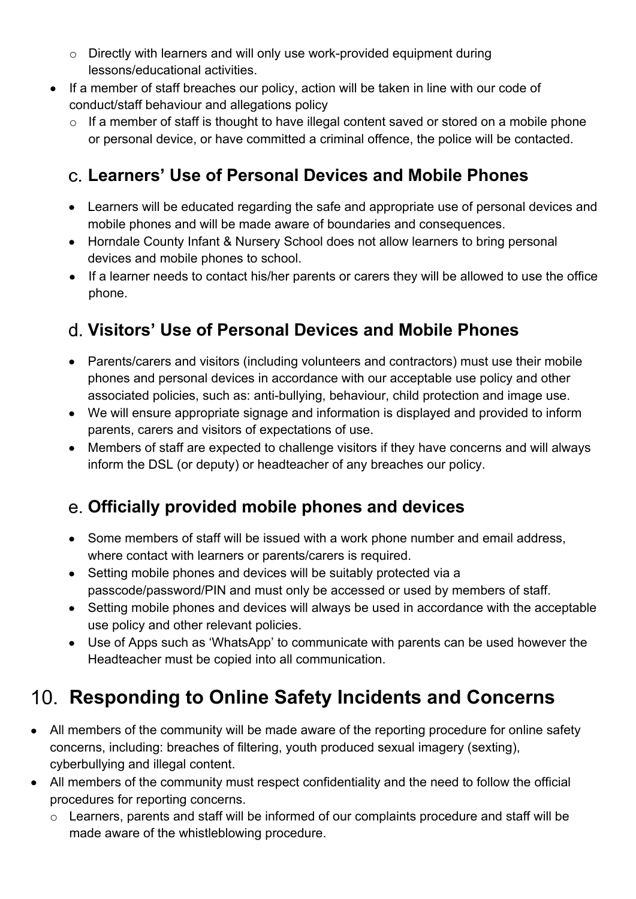- Directly with learners and will only use work-provided equipment during lessons/educational activities.
- If a member of staff breaches our policy, action will be taken in line with our code of conduct/staff behaviour and allegations policy
    - If a member of staff is thought to have illegal content saved or stored on a mobile phone or personal device, or have committed a criminal offence, the police will be contacted.

### c. Learners' Use of Personal Devices and Mobile Phones

- Learners will be educated regarding the safe and appropriate use of personal devices and mobile phones and will be made aware of boundaries and consequences.
- Horndale County Infant & Nursery School does not allow learners to bring personal devices and mobile phones to school.
- If a learner needs to contact his/her parents or carers they will be allowed to use the office phone.

### d. Visitors' Use of Personal Devices and Mobile Phones

- Parents/carers and visitors (including volunteers and contractors) must use their mobile phones and personal devices in accordance with our acceptable use policy and other associated policies, such as: anti-bullying, behaviour, child protection and image use.
- We will ensure appropriate signage and information is displayed and provided to inform parents, carers and visitors of expectations of use.
- Members of staff are expected to challenge visitors if they have concerns and will always inform the DSL (or deputy) or headteacher of any breaches our policy.

### e. Officially provided mobile phones and devices

- Some members of staff will be issued with a work phone number and email address, where contact with learners or parents/carers is required.
- Setting mobile phones and devices will be suitably protected via a passcode/password/PIN and must only be accessed or used by members of staff.
- Setting mobile phones and devices will always be used in accordance with the acceptable use policy and other relevant policies.
- Use of Apps such as 'WhatsApp' to communicate with parents can be used however the Headteacher must be copied into all communication.

## 10. Responding to Online Safety Incidents and Concerns

- All members of the community will be made aware of the reporting procedure for online safety concerns, including: breaches of filtering, youth produced sexual imagery (sexting), cyberbullying and illegal content.
- All members of the community must respect confidentiality and the need to follow the official procedures for reporting concerns.
    - Learners, parents and staff will be informed of our complaints procedure and staff will be made aware of the whistleblowing procedure.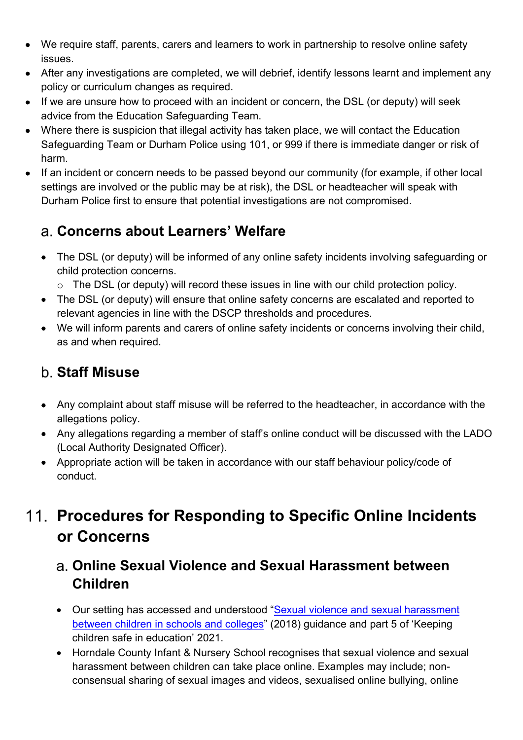- We require staff, parents, carers and learners to work in partnership to resolve online safety issues.
- After any investigations are completed, we will debrief, identify lessons learnt and implement any policy or curriculum changes as required.
- If we are unsure how to proceed with an incident or concern, the DSL (or deputy) will seek advice from the Education Safeguarding Team.
- Where there is suspicion that illegal activity has taken place, we will contact the Education Safeguarding Team or Durham Police using 101, or 999 if there is immediate danger or risk of harm.
- If an incident or concern needs to be passed beyond our community (for example, if other local settings are involved or the public may be at risk), the DSL or headteacher will speak with Durham Police first to ensure that potential investigations are not compromised.

### a. Concerns about Learners' Welfare

- The DSL (or deputy) will be informed of any online safety incidents involving safeguarding or child protection concerns.
  - The DSL (or deputy) will record these issues in line with our child protection policy.
- The DSL (or deputy) will ensure that online safety concerns are escalated and reported to relevant agencies in line with the DSCP thresholds and procedures.
- We will inform parents and carers of online safety incidents or concerns involving their child, as and when required.

### b. Staff Misuse

- Any complaint about staff misuse will be referred to the headteacher, in accordance with the allegations policy.
- Any allegations regarding a member of staff's online conduct will be discussed with the LADO (Local Authority Designated Officer).
- Appropriate action will be taken in accordance with our staff behaviour policy/code of conduct.

## 11. Procedures for Responding to Specific Online Incidents or Concerns

### a. Online Sexual Violence and Sexual Harassment between Children

- Our setting has accessed and understood "Sexual violence and sexual harassment between children in schools and colleges" (2018) guidance and part 5 of 'Keeping children safe in education' 2021.
- Horndale County Infant & Nursery School recognises that sexual violence and sexual harassment between children can take place online. Examples may include; non-consensual sharing of sexual images and videos, sexualised online bullying, online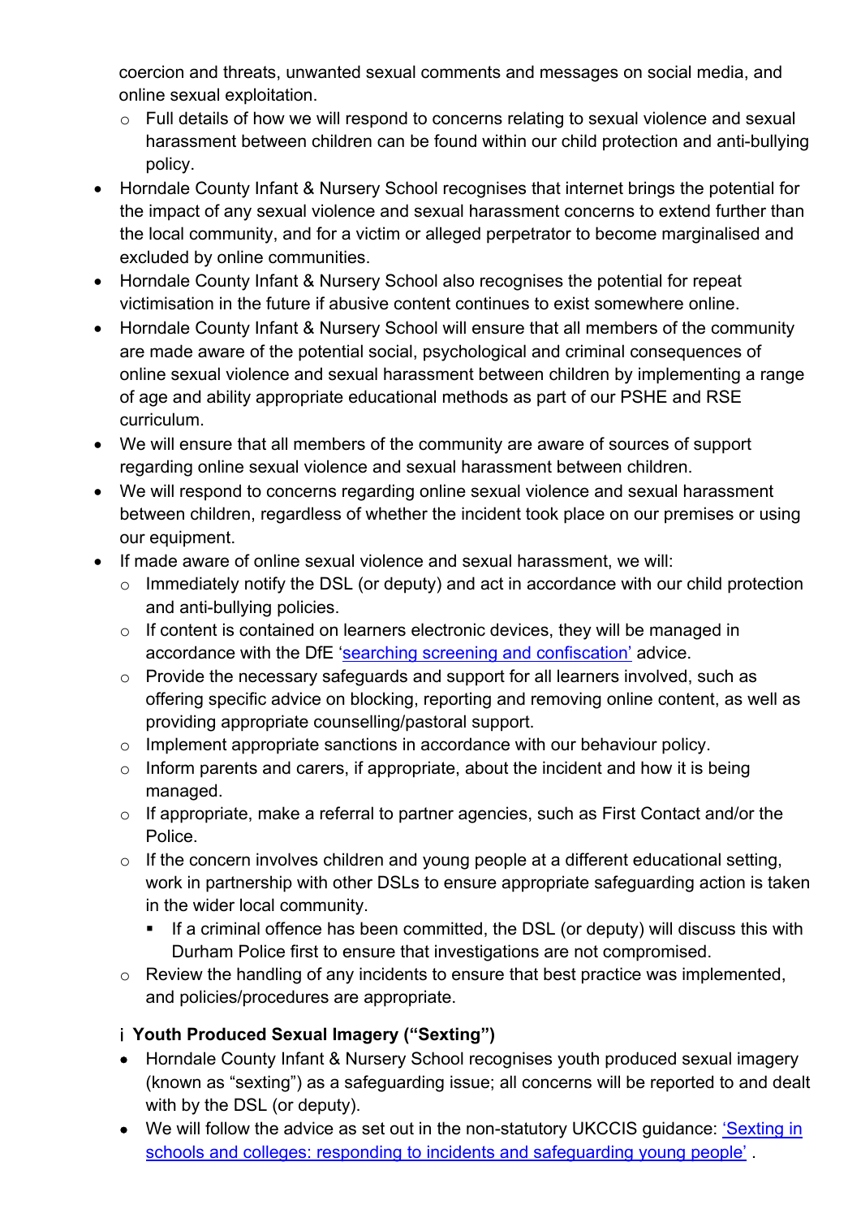coercion and threats, unwanted sexual comments and messages on social media, and online sexual exploitation.

  - Full details of how we will respond to concerns relating to sexual violence and sexual harassment between children can be found within our child protection and anti-bullying policy.
- Horndale County Infant & Nursery School recognises that internet brings the potential for the impact of any sexual violence and sexual harassment concerns to extend further than the local community, and for a victim or alleged perpetrator to become marginalised and excluded by online communities.
- Horndale County Infant & Nursery School also recognises the potential for repeat victimisation in the future if abusive content continues to exist somewhere online.
- Horndale County Infant & Nursery School will ensure that all members of the community are made aware of the potential social, psychological and criminal consequences of online sexual violence and sexual harassment between children by implementing a range of age and ability appropriate educational methods as part of our PSHE and RSE curriculum.
- We will ensure that all members of the community are aware of sources of support regarding online sexual violence and sexual harassment between children.
- We will respond to concerns regarding online sexual violence and sexual harassment between children, regardless of whether the incident took place on our premises or using our equipment.
- If made aware of online sexual violence and sexual harassment, we will:
  - Immediately notify the DSL (or deputy) and act in accordance with our child protection and anti-bullying policies.
  - If content is contained on learners electronic devices, they will be managed in accordance with the DfE 'searching screening and confiscation' advice.
  - Provide the necessary safeguards and support for all learners involved, such as offering specific advice on blocking, reporting and removing online content, as well as providing appropriate counselling/pastoral support.
  - Implement appropriate sanctions in accordance with our behaviour policy.
  - Inform parents and carers, if appropriate, about the incident and how it is being managed.
  - If appropriate, make a referral to partner agencies, such as First Contact and/or the Police.
  - If the concern involves children and young people at a different educational setting, work in partnership with other DSLs to ensure appropriate safeguarding action is taken in the wider local community.
    - If a criminal offence has been committed, the DSL (or deputy) will discuss this with Durham Police first to ensure that investigations are not compromised.
  - Review the handling of any incidents to ensure that best practice was implemented, and policies/procedures are appropriate.

### Youth Produced Sexual Imagery ("Sexting")

- Horndale County Infant & Nursery School recognises youth produced sexual imagery (known as "sexting") as a safeguarding issue; all concerns will be reported to and dealt with by the DSL (or deputy).
- We will follow the advice as set out in the non-statutory UKCCIS guidance: 'Sexting in schools and colleges: responding to incidents and safeguarding young people' .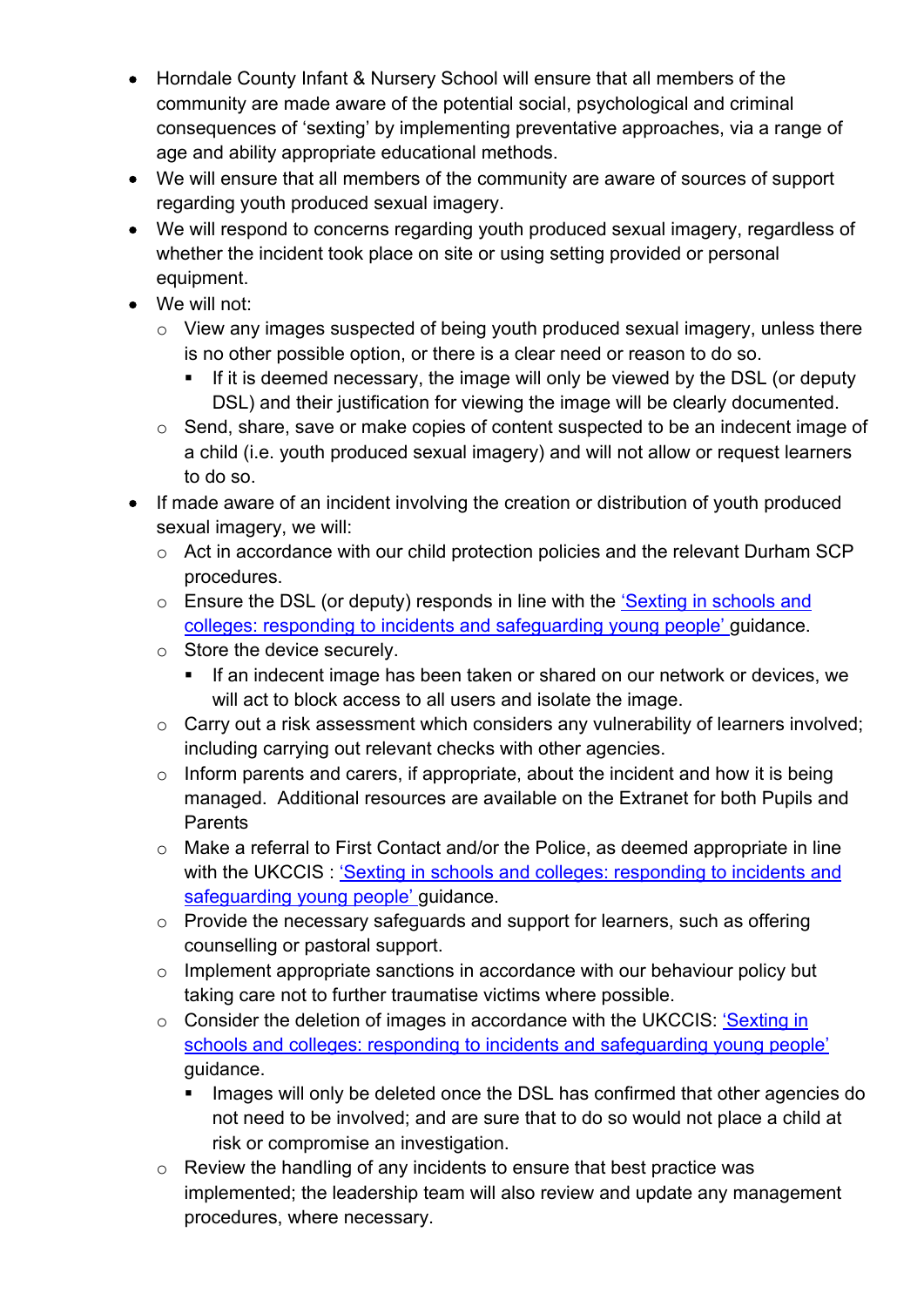- Horndale County Infant & Nursery School will ensure that all members of the community are made aware of the potential social, psychological and criminal consequences of 'sexting' by implementing preventative approaches, via a range of age and ability appropriate educational methods.
- We will ensure that all members of the community are aware of sources of support regarding youth produced sexual imagery.
- We will respond to concerns regarding youth produced sexual imagery, regardless of whether the incident took place on site or using setting provided or personal equipment.
- We will not:
  - View any images suspected of being youth produced sexual imagery, unless there is no other possible option, or there is a clear need or reason to do so.
    - If it is deemed necessary, the image will only be viewed by the DSL (or deputy DSL) and their justification for viewing the image will be clearly documented.
  - Send, share, save or make copies of content suspected to be an indecent image of a child (i.e. youth produced sexual imagery) and will not allow or request learners to do so.
- If made aware of an incident involving the creation or distribution of youth produced sexual imagery, we will:
  - Act in accordance with our child protection policies and the relevant Durham SCP procedures.
  - Ensure the DSL (or deputy) responds in line with the 'Sexting in schools and colleges: responding to incidents and safeguarding young people' guidance.
  - Store the device securely.
    - If an indecent image has been taken or shared on our network or devices, we will act to block access to all users and isolate the image.
  - Carry out a risk assessment which considers any vulnerability of learners involved; including carrying out relevant checks with other agencies.
  - Inform parents and carers, if appropriate, about the incident and how it is being managed. Additional resources are available on the Extranet for both Pupils and Parents
  - Make a referral to First Contact and/or the Police, as deemed appropriate in line with the UKCCIS : 'Sexting in schools and colleges: responding to incidents and safeguarding young people' guidance.
  - Provide the necessary safeguards and support for learners, such as offering counselling or pastoral support.
  - Implement appropriate sanctions in accordance with our behaviour policy but taking care not to further traumatise victims where possible.
  - Consider the deletion of images in accordance with the UKCCIS: 'Sexting in schools and colleges: responding to incidents and safeguarding young people' guidance.
    - Images will only be deleted once the DSL has confirmed that other agencies do not need to be involved; and are sure that to do so would not place a child at risk or compromise an investigation.
  - Review the handling of any incidents to ensure that best practice was implemented; the leadership team will also review and update any management procedures, where necessary.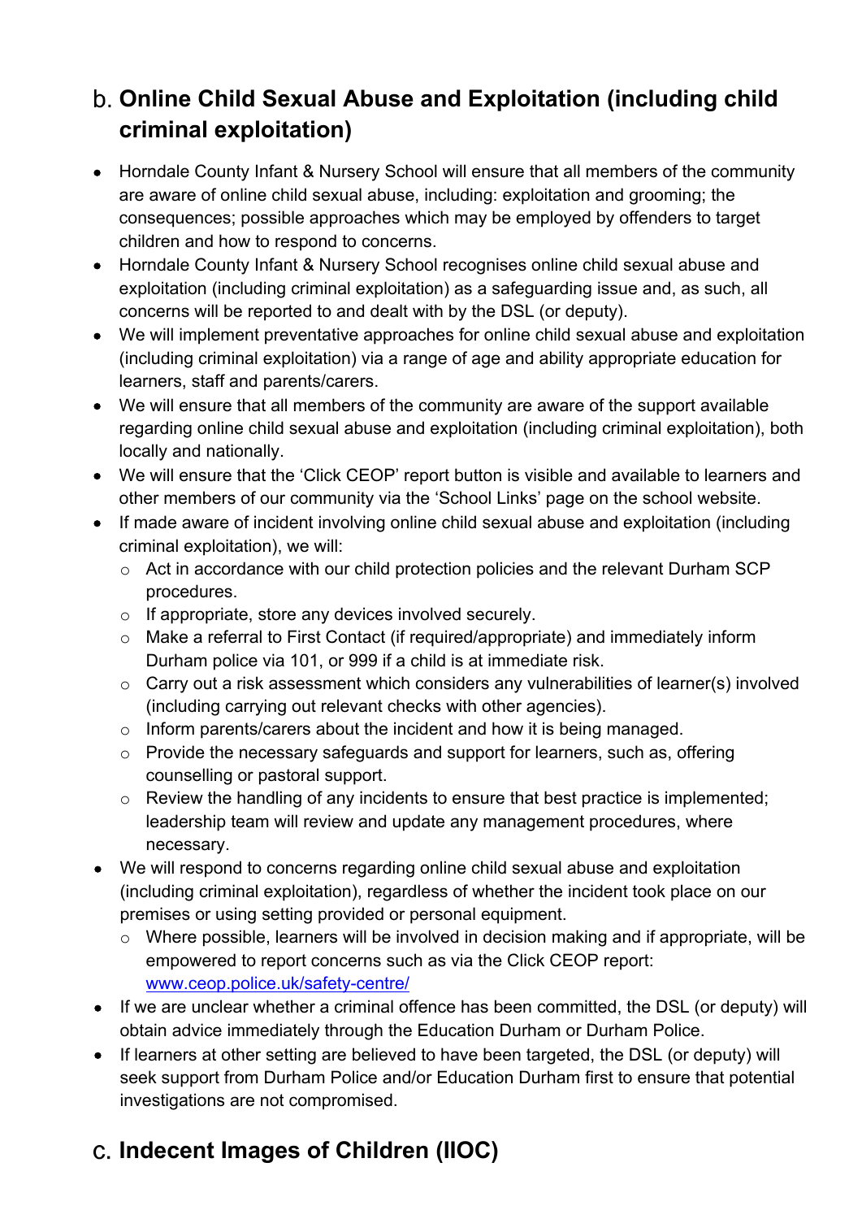## b. Online Child Sexual Abuse and Exploitation (including child criminal exploitation)

- Horndale County Infant & Nursery School will ensure that all members of the community are aware of online child sexual abuse, including: exploitation and grooming; the consequences; possible approaches which may be employed by offenders to target children and how to respond to concerns.
- Horndale County Infant & Nursery School recognises online child sexual abuse and exploitation (including criminal exploitation) as a safeguarding issue and, as such, all concerns will be reported to and dealt with by the DSL (or deputy).
- We will implement preventative approaches for online child sexual abuse and exploitation (including criminal exploitation) via a range of age and ability appropriate education for learners, staff and parents/carers.
- We will ensure that all members of the community are aware of the support available regarding online child sexual abuse and exploitation (including criminal exploitation), both locally and nationally.
- We will ensure that the 'Click CEOP' report button is visible and available to learners and other members of our community via the 'School Links' page on the school website.
- If made aware of incident involving online child sexual abuse and exploitation (including criminal exploitation), we will:
  - Act in accordance with our child protection policies and the relevant Durham SCP procedures.
  - If appropriate, store any devices involved securely.
  - Make a referral to First Contact (if required/appropriate) and immediately inform Durham police via 101, or 999 if a child is at immediate risk.
  - Carry out a risk assessment which considers any vulnerabilities of learner(s) involved (including carrying out relevant checks with other agencies).
  - Inform parents/carers about the incident and how it is being managed.
  - Provide the necessary safeguards and support for learners, such as, offering counselling or pastoral support.
  - Review the handling of any incidents to ensure that best practice is implemented; leadership team will review and update any management procedures, where necessary.
- We will respond to concerns regarding online child sexual abuse and exploitation (including criminal exploitation), regardless of whether the incident took place on our premises or using setting provided or personal equipment.
  - Where possible, learners will be involved in decision making and if appropriate, will be empowered to report concerns such as via the Click CEOP report: [www.ceop.police.uk/safety-centre/](http://www.ceop.police.uk/safety-centre/)
- If we are unclear whether a criminal offence has been committed, the DSL (or deputy) will obtain advice immediately through the Education Durham or Durham Police.
- If learners at other setting are believed to have been targeted, the DSL (or deputy) will seek support from Durham Police and/or Education Durham first to ensure that potential investigations are not compromised.

## c. Indecent Images of Children (IIOC)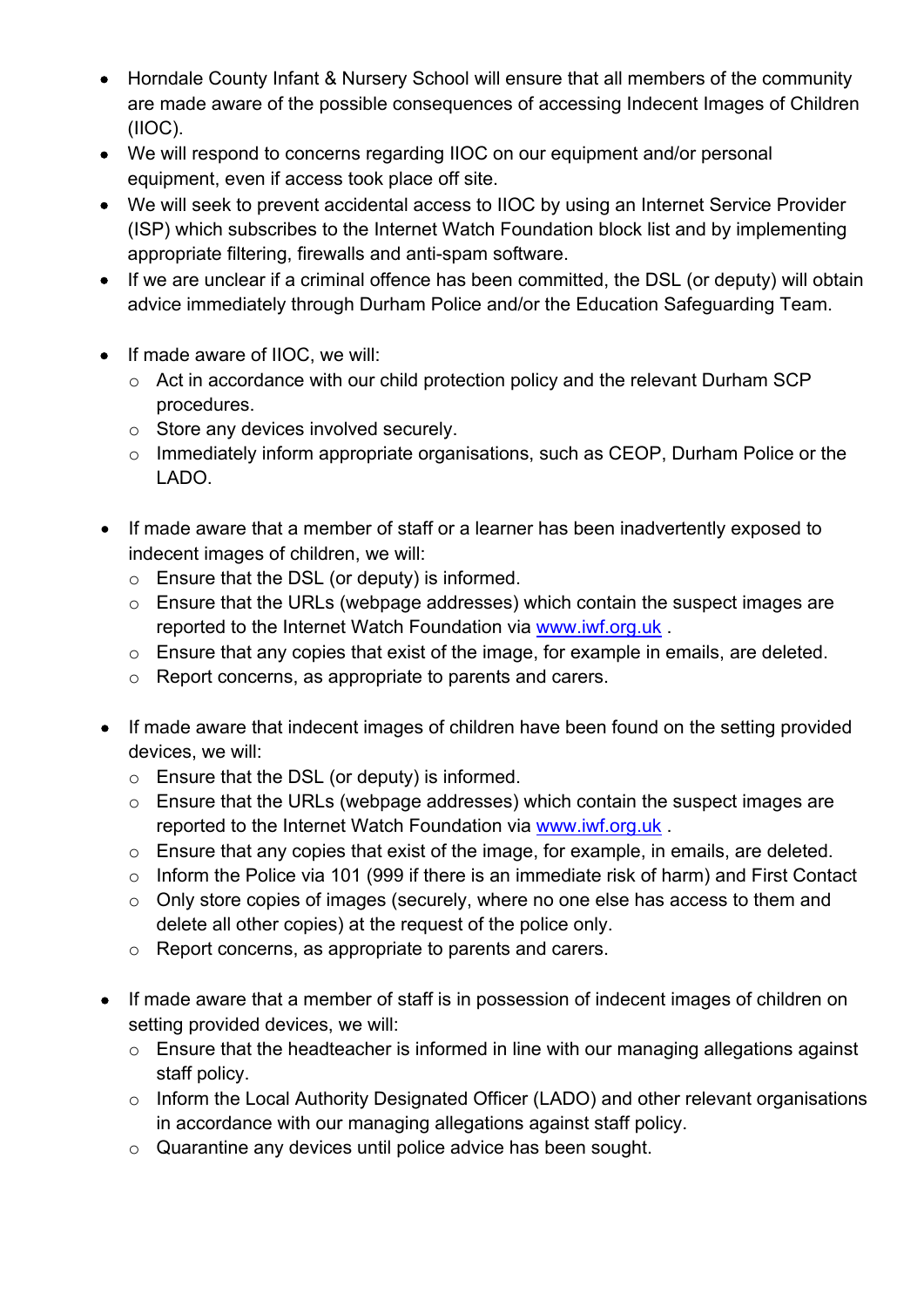- Horndale County Infant & Nursery School will ensure that all members of the community are made aware of the possible consequences of accessing Indecent Images of Children (IIOC).
- We will respond to concerns regarding IIOC on our equipment and/or personal equipment, even if access took place off site.
- We will seek to prevent accidental access to IIOC by using an Internet Service Provider (ISP) which subscribes to the Internet Watch Foundation block list and by implementing appropriate filtering, firewalls and anti-spam software.
- If we are unclear if a criminal offence has been committed, the DSL (or deputy) will obtain advice immediately through Durham Police and/or the Education Safeguarding Team.

- If made aware of IIOC, we will:
  - Act in accordance with our child protection policy and the relevant Durham SCP procedures.
  - Store any devices involved securely.
  - Immediately inform appropriate organisations, such as CEOP, Durham Police or the LADO.

- If made aware that a member of staff or a learner has been inadvertently exposed to indecent images of children, we will:
  - Ensure that the DSL (or deputy) is informed.
  - Ensure that the URLs (webpage addresses) which contain the suspect images are reported to the Internet Watch Foundation via [www.iwf.org.uk](http://www.iwf.org.uk) .
  - Ensure that any copies that exist of the image, for example in emails, are deleted.
  - Report concerns, as appropriate to parents and carers.

- If made aware that indecent images of children have been found on the setting provided devices, we will:
  - Ensure that the DSL (or deputy) is informed.
  - Ensure that the URLs (webpage addresses) which contain the suspect images are reported to the Internet Watch Foundation via [www.iwf.org.uk](http://www.iwf.org.uk) .
  - Ensure that any copies that exist of the image, for example, in emails, are deleted.
  - Inform the Police via 101 (999 if there is an immediate risk of harm) and First Contact
  - Only store copies of images (securely, where no one else has access to them and delete all other copies) at the request of the police only.
  - Report concerns, as appropriate to parents and carers.

- If made aware that a member of staff is in possession of indecent images of children on setting provided devices, we will:
  - Ensure that the headteacher is informed in line with our managing allegations against staff policy.
  - Inform the Local Authority Designated Officer (LADO) and other relevant organisations in accordance with our managing allegations against staff policy.
  - Quarantine any devices until police advice has been sought.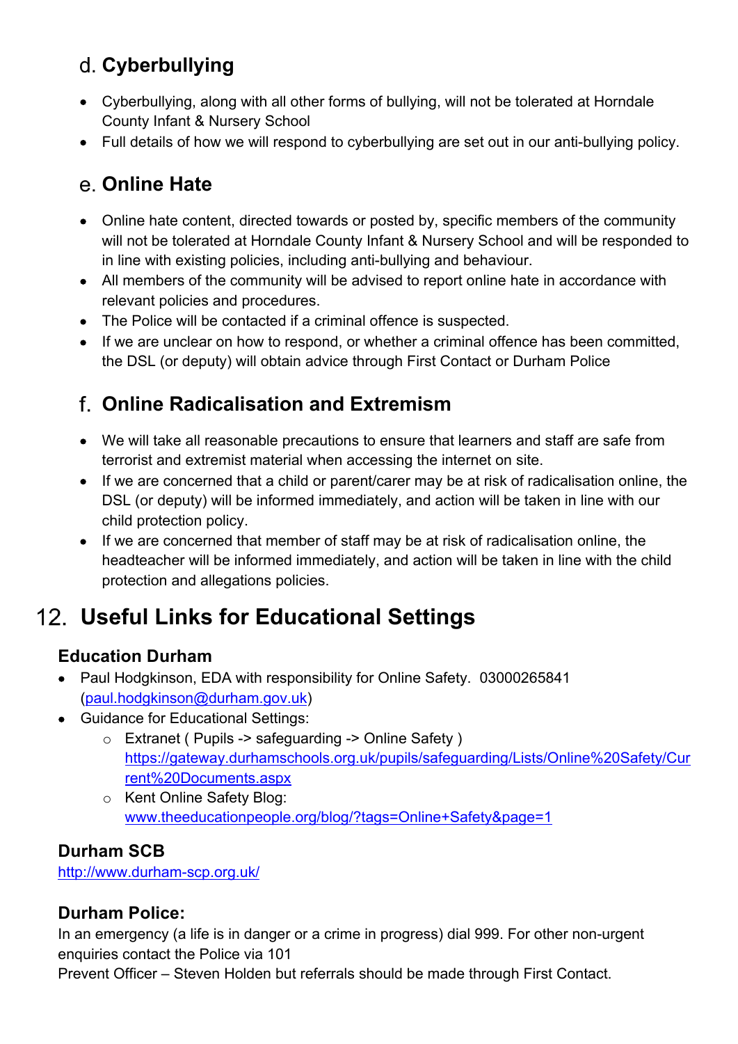### d. Cyberbullying

- Cyberbullying, along with all other forms of bullying, will not be tolerated at Horndale County Infant & Nursery School
- Full details of how we will respond to cyberbullying are set out in our anti-bullying policy.

### e. Online Hate

- Online hate content, directed towards or posted by, specific members of the community will not be tolerated at Horndale County Infant & Nursery School and will be responded to in line with existing policies, including anti-bullying and behaviour.
- All members of the community will be advised to report online hate in accordance with relevant policies and procedures.
- The Police will be contacted if a criminal offence is suspected.
- If we are unclear on how to respond, or whether a criminal offence has been committed, the DSL (or deputy) will obtain advice through First Contact or Durham Police

### f. Online Radicalisation and Extremism

- We will take all reasonable precautions to ensure that learners and staff are safe from terrorist and extremist material when accessing the internet on site.
- If we are concerned that a child or parent/carer may be at risk of radicalisation online, the DSL (or deputy) will be informed immediately, and action will be taken in line with our child protection policy.
- If we are concerned that member of staff may be at risk of radicalisation online, the headteacher will be informed immediately, and action will be taken in line with the child protection and allegations policies.

## 12. Useful Links for Educational Settings

### Education Durham

- Paul Hodgkinson, EDA with responsibility for Online Safety. 03000265841 (paul.hodgkinson@durham.gov.uk)
- Guidance for Educational Settings:
  - Extranet ( Pupils -> safeguarding -> Online Safety ) https://gateway.durhamschools.org.uk/pupils/safeguarding/Lists/Online%20Safety/Current%20Documents.aspx
  - Kent Online Safety Blog: www.theeducationpeople.org/blog/?tags=Online+Safety&page=1

### Durham SCB

http://www.durham-scp.org.uk/

### Durham Police:

In an emergency (a life is in danger or a crime in progress) dial 999. For other non-urgent enquiries contact the Police via 101

Prevent Officer – Steven Holden but referrals should be made through First Contact.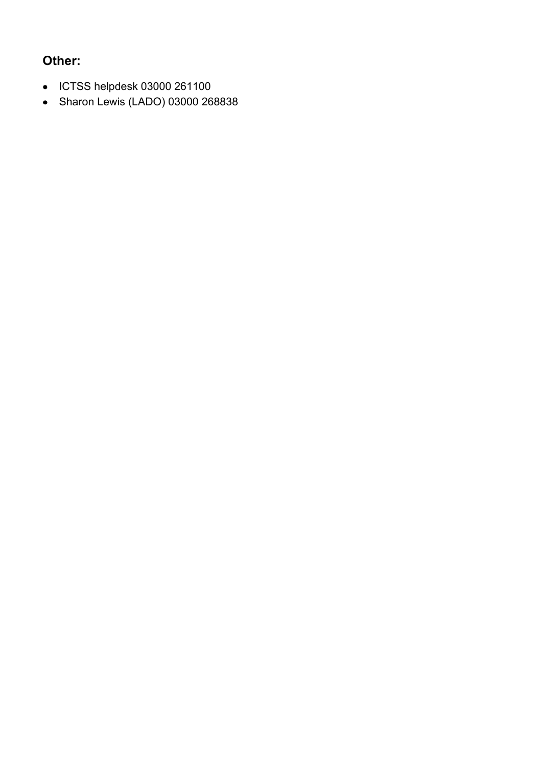### Other:

- ICTSS helpdesk 03000 261100
- Sharon Lewis (LADO) 03000 268838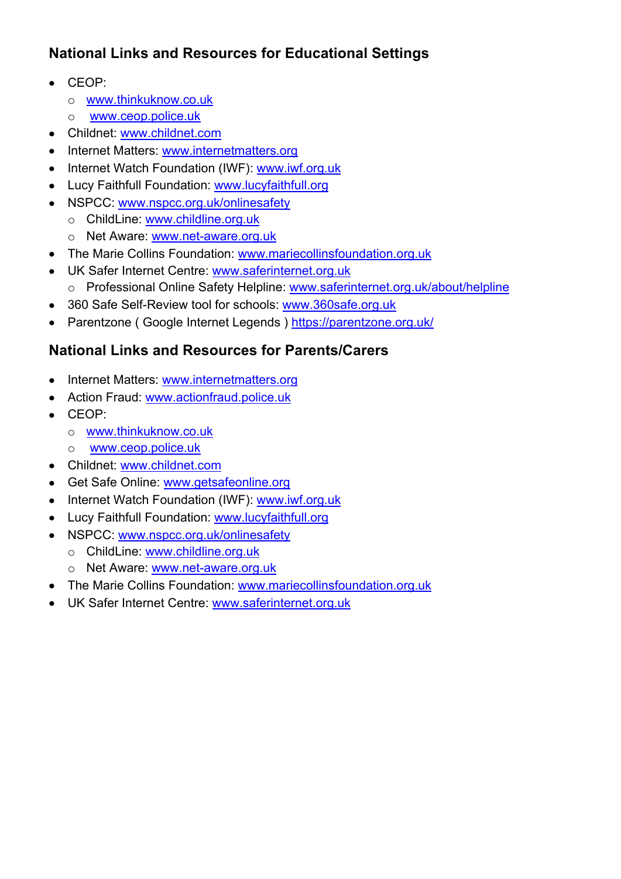## National Links and Resources for Educational Settings

- CEOP:
  - www.thinkuknow.co.uk
  - www.ceop.police.uk
- Childnet: www.childnet.com
- Internet Matters: www.internetmatters.org
- Internet Watch Foundation (IWF): www.iwf.org.uk
- Lucy Faithfull Foundation: www.lucyfaithfull.org
- NSPCC: www.nspcc.org.uk/onlinesafety
  - ChildLine: www.childline.org.uk
  - Net Aware: www.net-aware.org.uk
- The Marie Collins Foundation: www.mariecollinsfoundation.org.uk
- UK Safer Internet Centre: www.saferinternet.org.uk
  - Professional Online Safety Helpline: www.saferinternet.org.uk/about/helpline
- 360 Safe Self-Review tool for schools: www.360safe.org.uk
- Parentzone ( Google Internet Legends ) https://parentzone.org.uk/

## National Links and Resources for Parents/Carers

- Internet Matters: www.internetmatters.org
- Action Fraud: www.actionfraud.police.uk
- CEOP:
  - www.thinkuknow.co.uk
  - www.ceop.police.uk
- Childnet: www.childnet.com
- Get Safe Online: www.getsafeonline.org
- Internet Watch Foundation (IWF): www.iwf.org.uk
- Lucy Faithfull Foundation: www.lucyfaithfull.org
- NSPCC: www.nspcc.org.uk/onlinesafety
  - ChildLine: www.childline.org.uk
  - Net Aware: www.net-aware.org.uk
- The Marie Collins Foundation: www.mariecollinsfoundation.org.uk
- UK Safer Internet Centre: www.saferinternet.org.uk